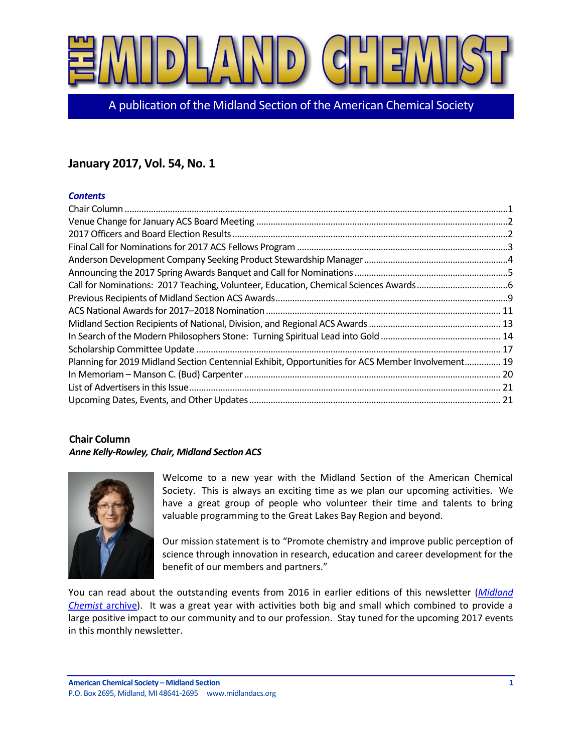# THE MIDLAND CHEMIST

A publication of the Midland Section of the American Chemical Society

## January 2017, Vol. 54, No. 1

***Contents***

Chair Column .....1
Venue Change for January ACS Board Meeting .....2
2017 Officers and Board Election Results .....2
Final Call for Nominations for 2017 ACS Fellows Program .....3
Anderson Development Company Seeking Product Stewardship Manager .....4
Announcing the 2017 Spring Awards Banquet and Call for Nominations .....5
Call for Nominations: 2017 Teaching, Volunteer, Education, Chemical Sciences Awards .....6
Previous Recipients of Midland Section ACS Awards .....9
ACS National Awards for 2017–2018 Nomination .....11
Midland Section Recipients of National, Division, and Regional ACS Awards .....13
In Search of the Modern Philosophers Stone: Turning Spiritual Lead into Gold .....14
Scholarship Committee Update .....17
Planning for 2019 Midland Section Centennial Exhibit, Opportunities for ACS Member Involvement .....19
In Memoriam – Manson C. (Bud) Carpenter .....20
List of Advertisers in this Issue .....21
Upcoming Dates, Events, and Other Updates .....21

### Chair Column

***Anne Kelly-Rowley, Chair, Midland Section ACS***

Welcome to a new year with the Midland Section of the American Chemical Society. This is always an exciting time as we plan our upcoming activities. We have a great group of people who volunteer their time and talents to bring valuable programming to the Great Lakes Bay Region and beyond.

Our mission statement is to "Promote chemistry and improve public perception of science through innovation in research, education and career development for the benefit of our members and partners."

You can read about the outstanding events from 2016 in earlier editions of this newsletter (*Midland Chemist* archive). It was a great year with activities both big and small which combined to provide a large positive impact to our community and to our profession. Stay tuned for the upcoming 2017 events in this monthly newsletter.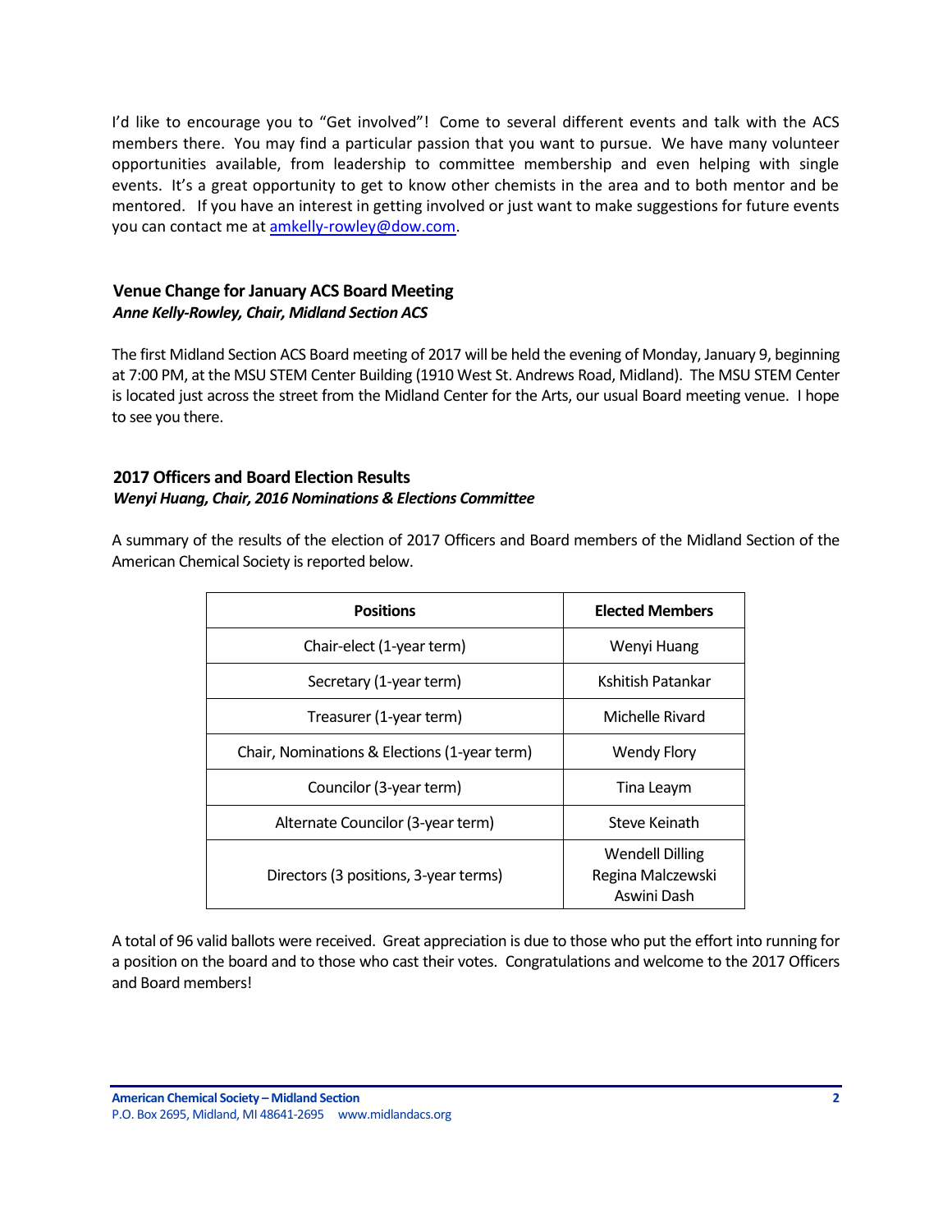I'd like to encourage you to "Get involved"! Come to several different events and talk with the ACS members there. You may find a particular passion that you want to pursue. We have many volunteer opportunities available, from leadership to committee membership and even helping with single events. It's a great opportunity to get to know other chemists in the area and to both mentor and be mentored. If you have an interest in getting involved or just want to make suggestions for future events you can contact me at amkelly-rowley@dow.com.

## Venue Change for January ACS Board Meeting

***Anne Kelly-Rowley, Chair, Midland Section ACS***

The first Midland Section ACS Board meeting of 2017 will be held the evening of Monday, January 9, beginning at 7:00 PM, at the MSU STEM Center Building (1910 West St. Andrews Road, Midland). The MSU STEM Center is located just across the street from the Midland Center for the Arts, our usual Board meeting venue. I hope to see you there.

## 2017 Officers and Board Election Results

***Wenyi Huang, Chair, 2016 Nominations & Elections Committee***

A summary of the results of the election of 2017 Officers and Board members of the Midland Section of the American Chemical Society is reported below.

| Positions | Elected Members |
|---|---|
| Chair-elect (1-year term) | Wenyi Huang |
| Secretary (1-year term) | Kshitish Patankar |
| Treasurer (1-year term) | Michelle Rivard |
| Chair, Nominations & Elections (1-year term) | Wendy Flory |
| Councilor (3-year term) | Tina Leaym |
| Alternate Councilor (3-year term) | Steve Keinath |
| Directors (3 positions, 3-year terms) | Wendell Dilling<br>Regina Malczewski<br>Aswini Dash |

A total of 96 valid ballots were received. Great appreciation is due to those who put the effort into running for a position on the board and to those who cast their votes. Congratulations and welcome to the 2017 Officers and Board members!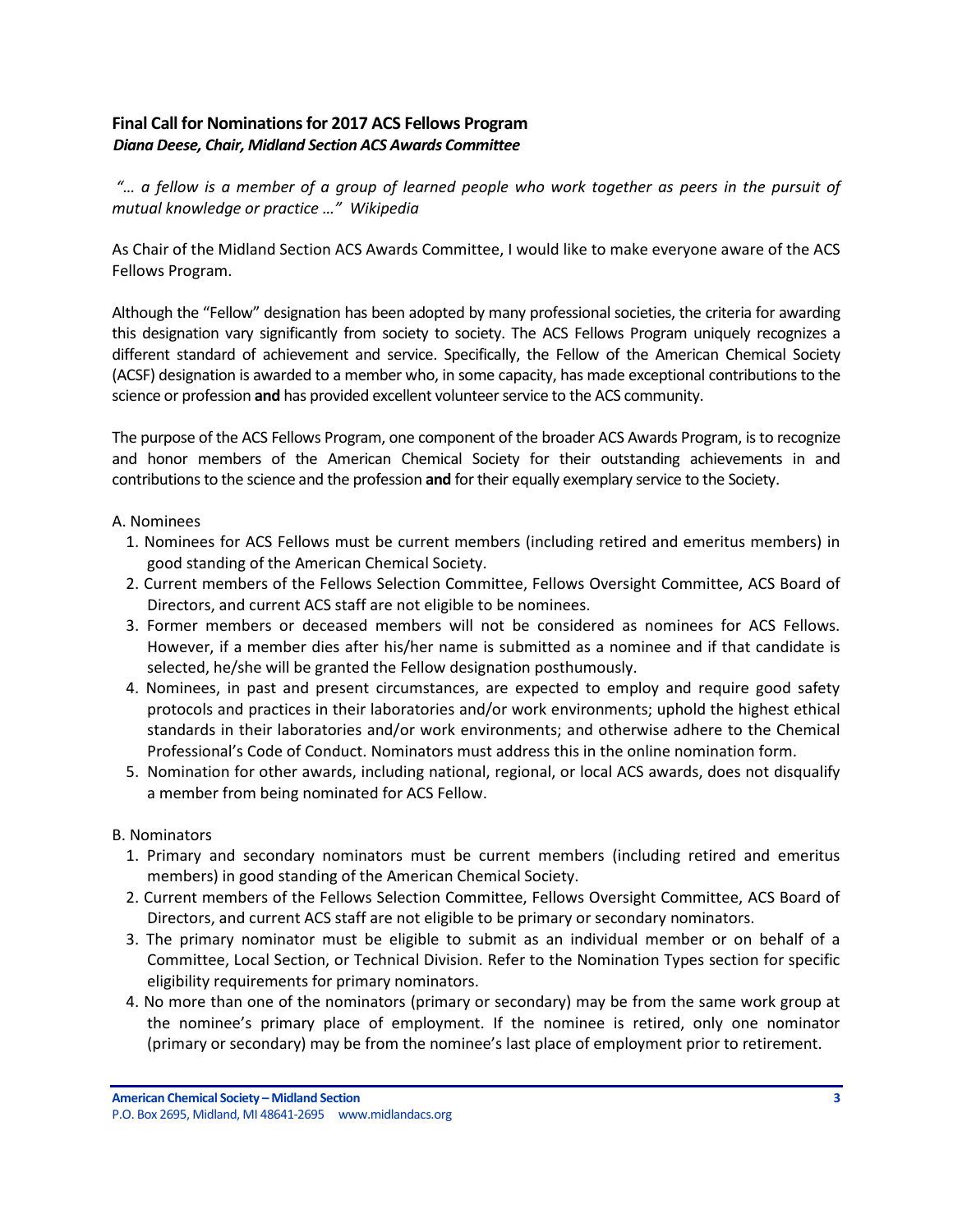## Final Call for Nominations for 2017 ACS Fellows Program

***Diana Deese, Chair, Midland Section ACS Awards Committee***

*"… a fellow is a member of a group of learned people who work together as peers in the pursuit of mutual knowledge or practice …" Wikipedia*

As Chair of the Midland Section ACS Awards Committee, I would like to make everyone aware of the ACS Fellows Program.

Although the "Fellow" designation has been adopted by many professional societies, the criteria for awarding this designation vary significantly from society to society. The ACS Fellows Program uniquely recognizes a different standard of achievement and service. Specifically, the Fellow of the American Chemical Society (ACSF) designation is awarded to a member who, in some capacity, has made exceptional contributions to the science or profession **and** has provided excellent volunteer service to the ACS community.

The purpose of the ACS Fellows Program, one component of the broader ACS Awards Program, is to recognize and honor members of the American Chemical Society for their outstanding achievements in and contributions to the science and the profession **and** for their equally exemplary service to the Society.

A. Nominees

1. Nominees for ACS Fellows must be current members (including retired and emeritus members) in good standing of the American Chemical Society.
2. Current members of the Fellows Selection Committee, Fellows Oversight Committee, ACS Board of Directors, and current ACS staff are not eligible to be nominees.
3. Former members or deceased members will not be considered as nominees for ACS Fellows. However, if a member dies after his/her name is submitted as a nominee and if that candidate is selected, he/she will be granted the Fellow designation posthumously.
4. Nominees, in past and present circumstances, are expected to employ and require good safety protocols and practices in their laboratories and/or work environments; uphold the highest ethical standards in their laboratories and/or work environments; and otherwise adhere to the Chemical Professional's Code of Conduct. Nominators must address this in the online nomination form.
5. Nomination for other awards, including national, regional, or local ACS awards, does not disqualify a member from being nominated for ACS Fellow.

B. Nominators

1. Primary and secondary nominators must be current members (including retired and emeritus members) in good standing of the American Chemical Society.
2. Current members of the Fellows Selection Committee, Fellows Oversight Committee, ACS Board of Directors, and current ACS staff are not eligible to be primary or secondary nominators.
3. The primary nominator must be eligible to submit as an individual member or on behalf of a Committee, Local Section, or Technical Division. Refer to the Nomination Types section for specific eligibility requirements for primary nominators.
4. No more than one of the nominators (primary or secondary) may be from the same work group at the nominee's primary place of employment. If the nominee is retired, only one nominator (primary or secondary) may be from the nominee's last place of employment prior to retirement.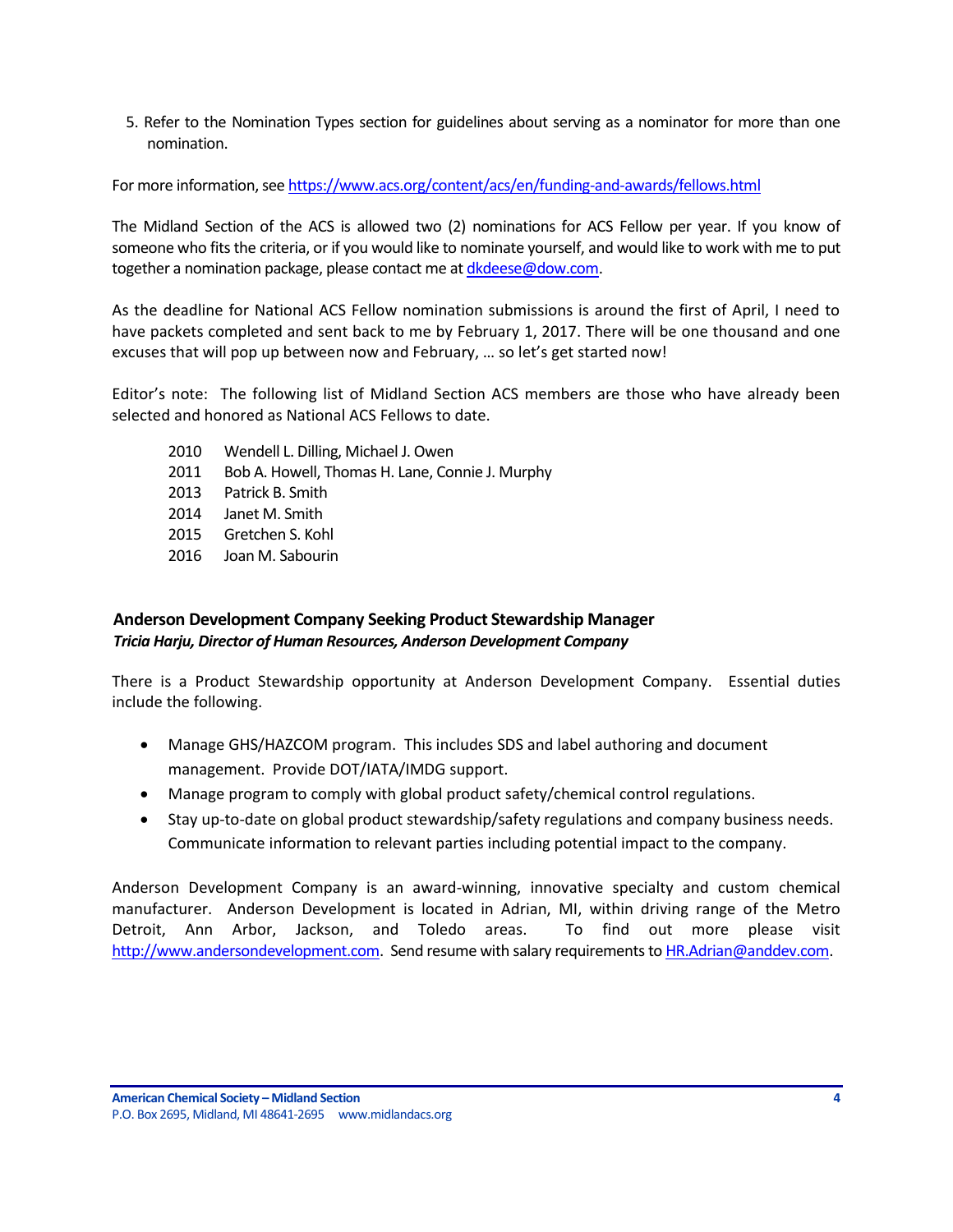5. Refer to the Nomination Types section for guidelines about serving as a nominator for more than one nomination.

For more information, see [https://www.acs.org/content/acs/en/funding-and-awards/fellows.html](https://www.acs.org/content/acs/en/funding-and-awards/fellows.html)

The Midland Section of the ACS is allowed two (2) nominations for ACS Fellow per year. If you know of someone who fits the criteria, or if you would like to nominate yourself, and would like to work with me to put together a nomination package, please contact me at [dkdeese@dow.com](mailto:dkdeese@dow.com).

As the deadline for National ACS Fellow nomination submissions is around the first of April, I need to have packets completed and sent back to me by February 1, 2017. There will be one thousand and one excuses that will pop up between now and February, … so let's get started now!

Editor's note: The following list of Midland Section ACS members are those who have already been selected and honored as National ACS Fellows to date.

- 2010 Wendell L. Dilling, Michael J. Owen
- 2011 Bob A. Howell, Thomas H. Lane, Connie J. Murphy
- 2013 Patrick B. Smith
- 2014 Janet M. Smith
- 2015 Gretchen S. Kohl
- 2016 Joan M. Sabourin

## Anderson Development Company Seeking Product Stewardship Manager

***Tricia Harju, Director of Human Resources, Anderson Development Company***

There is a Product Stewardship opportunity at Anderson Development Company. Essential duties include the following.

- Manage GHS/HAZCOM program. This includes SDS and label authoring and document management. Provide DOT/IATA/IMDG support.
- Manage program to comply with global product safety/chemical control regulations.
- Stay up-to-date on global product stewardship/safety regulations and company business needs. Communicate information to relevant parties including potential impact to the company.

Anderson Development Company is an award-winning, innovative specialty and custom chemical manufacturer. Anderson Development is located in Adrian, MI, within driving range of the Metro Detroit, Ann Arbor, Jackson, and Toledo areas. To find out more please visit [http://www.andersondevelopment.com](http://www.andersondevelopment.com). Send resume with salary requirements to [HR.Adrian@anddev.com](mailto:HR.Adrian@anddev.com).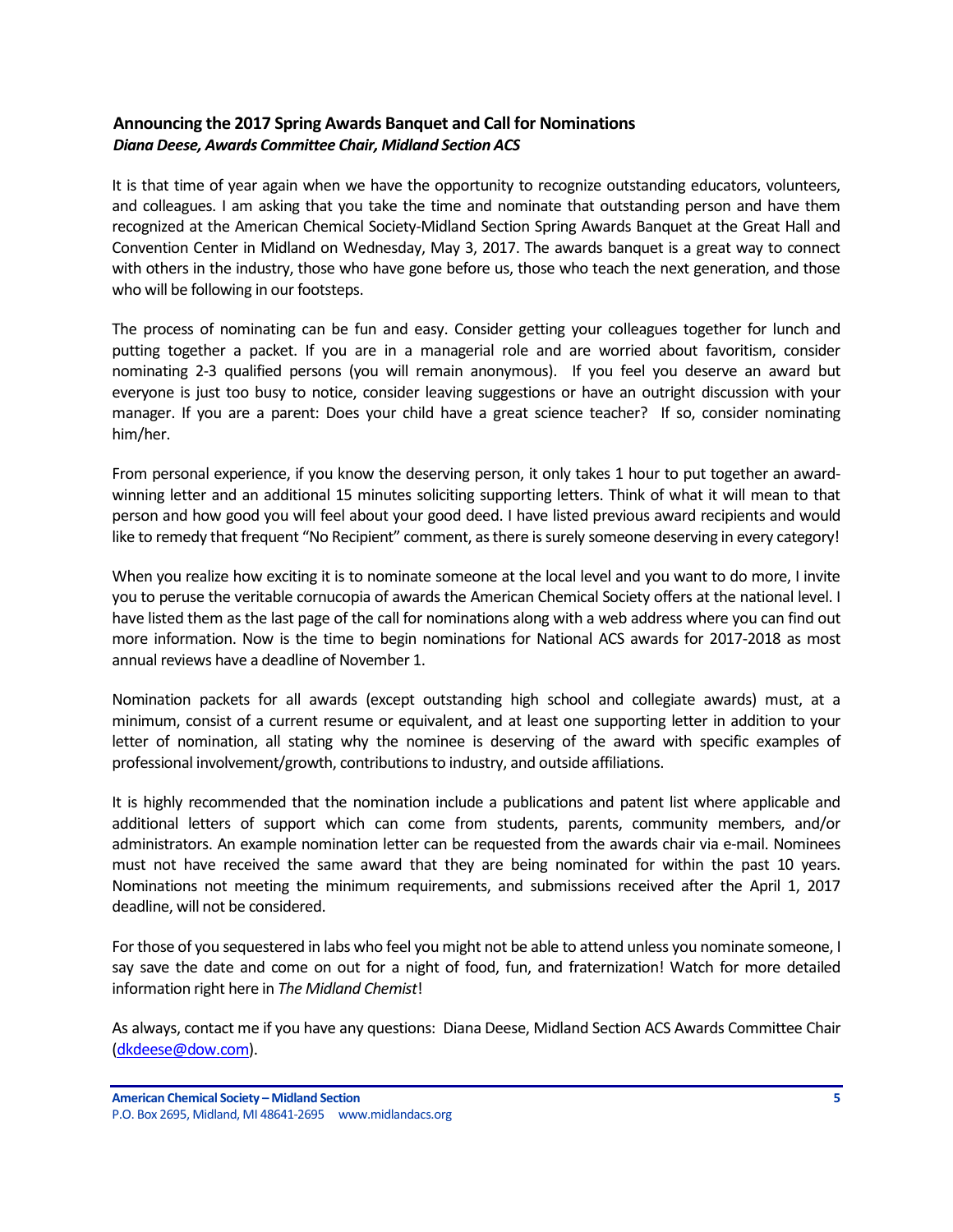## Announcing the 2017 Spring Awards Banquet and Call for Nominations

***Diana Deese, Awards Committee Chair, Midland Section ACS***

It is that time of year again when we have the opportunity to recognize outstanding educators, volunteers, and colleagues. I am asking that you take the time and nominate that outstanding person and have them recognized at the American Chemical Society-Midland Section Spring Awards Banquet at the Great Hall and Convention Center in Midland on Wednesday, May 3, 2017. The awards banquet is a great way to connect with others in the industry, those who have gone before us, those who teach the next generation, and those who will be following in our footsteps.

The process of nominating can be fun and easy. Consider getting your colleagues together for lunch and putting together a packet. If you are in a managerial role and are worried about favoritism, consider nominating 2-3 qualified persons (you will remain anonymous). If you feel you deserve an award but everyone is just too busy to notice, consider leaving suggestions or have an outright discussion with your manager. If you are a parent: Does your child have a great science teacher? If so, consider nominating him/her.

From personal experience, if you know the deserving person, it only takes 1 hour to put together an award-winning letter and an additional 15 minutes soliciting supporting letters. Think of what it will mean to that person and how good you will feel about your good deed. I have listed previous award recipients and would like to remedy that frequent "No Recipient" comment, as there is surely someone deserving in every category!

When you realize how exciting it is to nominate someone at the local level and you want to do more, I invite you to peruse the veritable cornucopia of awards the American Chemical Society offers at the national level. I have listed them as the last page of the call for nominations along with a web address where you can find out more information. Now is the time to begin nominations for National ACS awards for 2017-2018 as most annual reviews have a deadline of November 1.

Nomination packets for all awards (except outstanding high school and collegiate awards) must, at a minimum, consist of a current resume or equivalent, and at least one supporting letter in addition to your letter of nomination, all stating why the nominee is deserving of the award with specific examples of professional involvement/growth, contributions to industry, and outside affiliations.

It is highly recommended that the nomination include a publications and patent list where applicable and additional letters of support which can come from students, parents, community members, and/or administrators. An example nomination letter can be requested from the awards chair via e-mail. Nominees must not have received the same award that they are being nominated for within the past 10 years. Nominations not meeting the minimum requirements, and submissions received after the April 1, 2017 deadline, will not be considered.

For those of you sequestered in labs who feel you might not be able to attend unless you nominate someone, I say save the date and come on out for a night of food, fun, and fraternization! Watch for more detailed information right here in *The Midland Chemist*!

As always, contact me if you have any questions: Diana Deese, Midland Section ACS Awards Committee Chair (dkdeese@dow.com).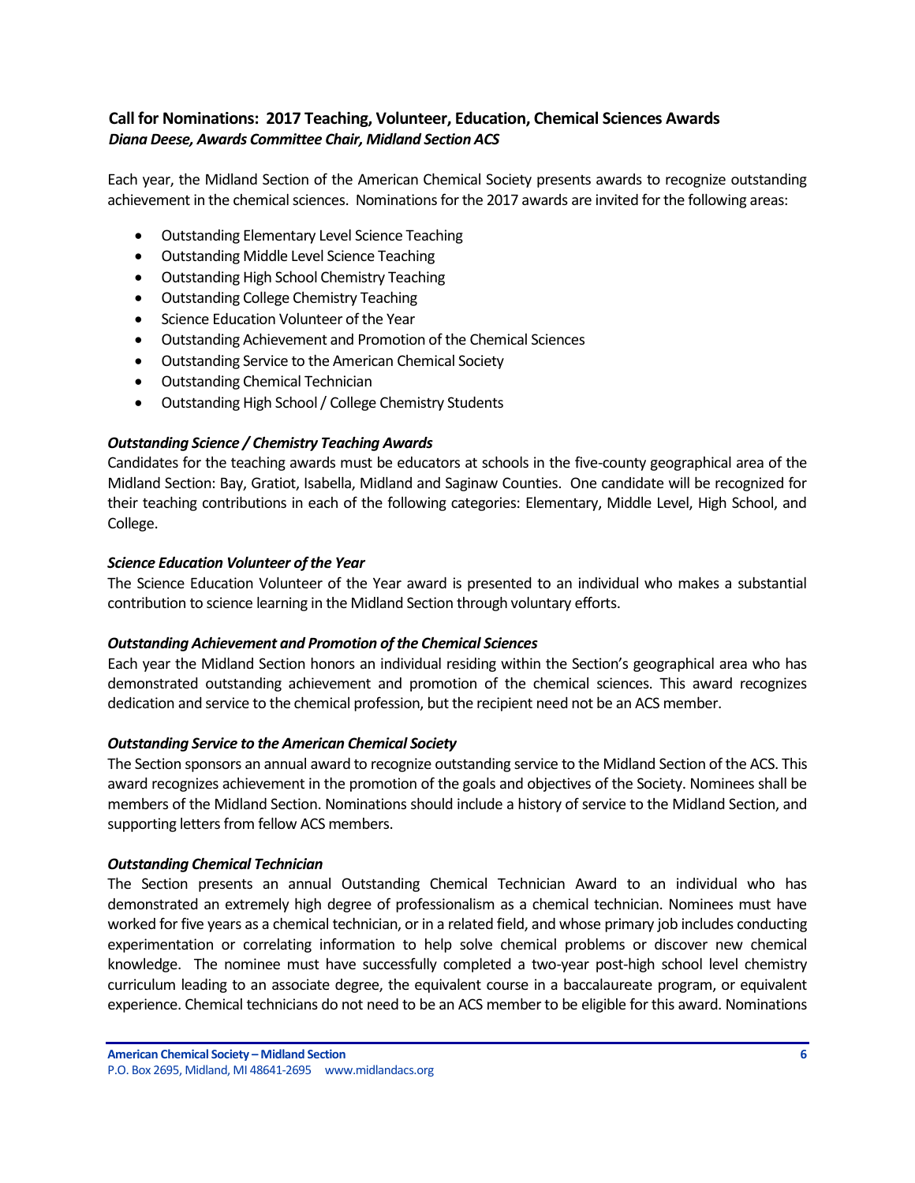## Call for Nominations: 2017 Teaching, Volunteer, Education, Chemical Sciences Awards

***Diana Deese, Awards Committee Chair, Midland Section ACS***

Each year, the Midland Section of the American Chemical Society presents awards to recognize outstanding achievement in the chemical sciences. Nominations for the 2017 awards are invited for the following areas:

- Outstanding Elementary Level Science Teaching
- Outstanding Middle Level Science Teaching
- Outstanding High School Chemistry Teaching
- Outstanding College Chemistry Teaching
- Science Education Volunteer of the Year
- Outstanding Achievement and Promotion of the Chemical Sciences
- Outstanding Service to the American Chemical Society
- Outstanding Chemical Technician
- Outstanding High School / College Chemistry Students

***Outstanding Science / Chemistry Teaching Awards***

Candidates for the teaching awards must be educators at schools in the five-county geographical area of the Midland Section: Bay, Gratiot, Isabella, Midland and Saginaw Counties. One candidate will be recognized for their teaching contributions in each of the following categories: Elementary, Middle Level, High School, and College.

***Science Education Volunteer of the Year***

The Science Education Volunteer of the Year award is presented to an individual who makes a substantial contribution to science learning in the Midland Section through voluntary efforts.

***Outstanding Achievement and Promotion of the Chemical Sciences***

Each year the Midland Section honors an individual residing within the Section's geographical area who has demonstrated outstanding achievement and promotion of the chemical sciences. This award recognizes dedication and service to the chemical profession, but the recipient need not be an ACS member.

***Outstanding Service to the American Chemical Society***

The Section sponsors an annual award to recognize outstanding service to the Midland Section of the ACS. This award recognizes achievement in the promotion of the goals and objectives of the Society. Nominees shall be members of the Midland Section. Nominations should include a history of service to the Midland Section, and supporting letters from fellow ACS members.

***Outstanding Chemical Technician***

The Section presents an annual Outstanding Chemical Technician Award to an individual who has demonstrated an extremely high degree of professionalism as a chemical technician. Nominees must have worked for five years as a chemical technician, or in a related field, and whose primary job includes conducting experimentation or correlating information to help solve chemical problems or discover new chemical knowledge. The nominee must have successfully completed a two-year post-high school level chemistry curriculum leading to an associate degree, the equivalent course in a baccalaureate program, or equivalent experience. Chemical technicians do not need to be an ACS member to be eligible for this award. Nominations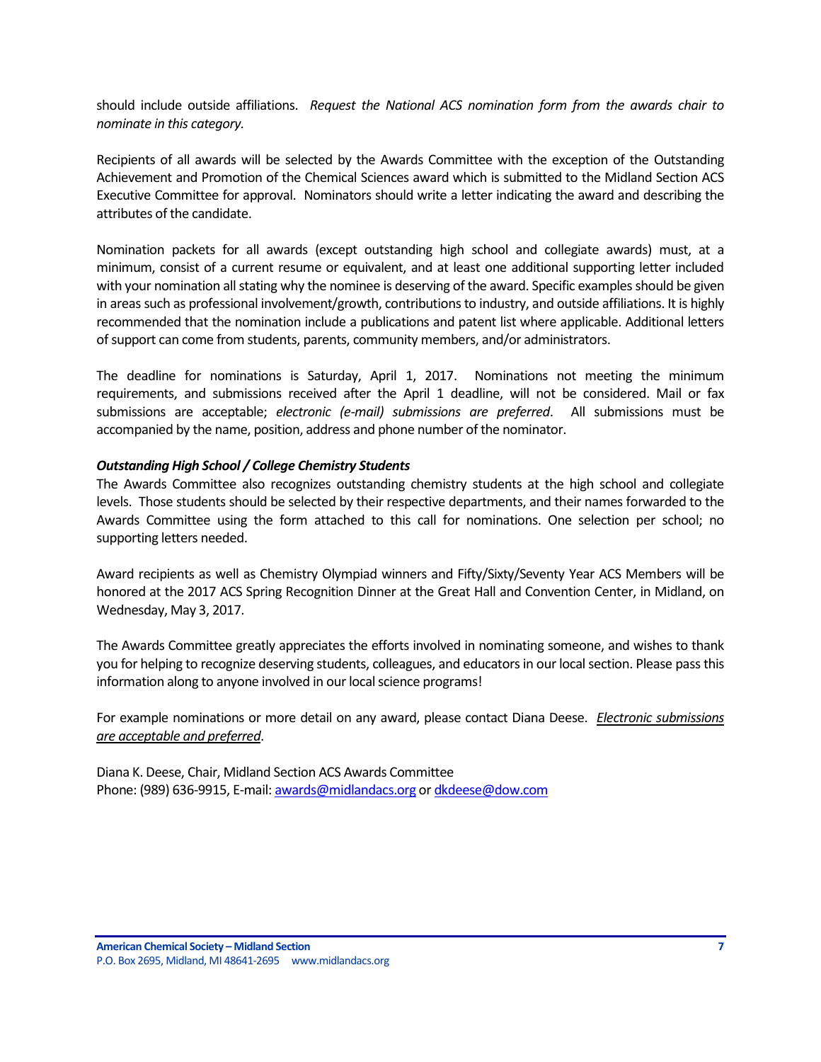should include outside affiliations. *Request the National ACS nomination form from the awards chair to nominate in this category.*

Recipients of all awards will be selected by the Awards Committee with the exception of the Outstanding Achievement and Promotion of the Chemical Sciences award which is submitted to the Midland Section ACS Executive Committee for approval. Nominators should write a letter indicating the award and describing the attributes of the candidate.

Nomination packets for all awards (except outstanding high school and collegiate awards) must, at a minimum, consist of a current resume or equivalent, and at least one additional supporting letter included with your nomination all stating why the nominee is deserving of the award. Specific examples should be given in areas such as professional involvement/growth, contributions to industry, and outside affiliations. It is highly recommended that the nomination include a publications and patent list where applicable. Additional letters of support can come from students, parents, community members, and/or administrators.

The deadline for nominations is Saturday, April 1, 2017. Nominations not meeting the minimum requirements, and submissions received after the April 1 deadline, will not be considered. Mail or fax submissions are acceptable; *electronic (e-mail) submissions are preferred*. All submissions must be accompanied by the name, position, address and phone number of the nominator.

***Outstanding High School / College Chemistry Students***

The Awards Committee also recognizes outstanding chemistry students at the high school and collegiate levels. Those students should be selected by their respective departments, and their names forwarded to the Awards Committee using the form attached to this call for nominations. One selection per school; no supporting letters needed.

Award recipients as well as Chemistry Olympiad winners and Fifty/Sixty/Seventy Year ACS Members will be honored at the 2017 ACS Spring Recognition Dinner at the Great Hall and Convention Center, in Midland, on Wednesday, May 3, 2017.

The Awards Committee greatly appreciates the efforts involved in nominating someone, and wishes to thank you for helping to recognize deserving students, colleagues, and educators in our local section. Please pass this information along to anyone involved in our local science programs!

For example nominations or more detail on any award, please contact Diana Deese. *Electronic submissions are acceptable and preferred*.

Diana K. Deese, Chair, Midland Section ACS Awards Committee
Phone: (989) 636-9915, E-mail: awards@midlandacs.org or dkdeese@dow.com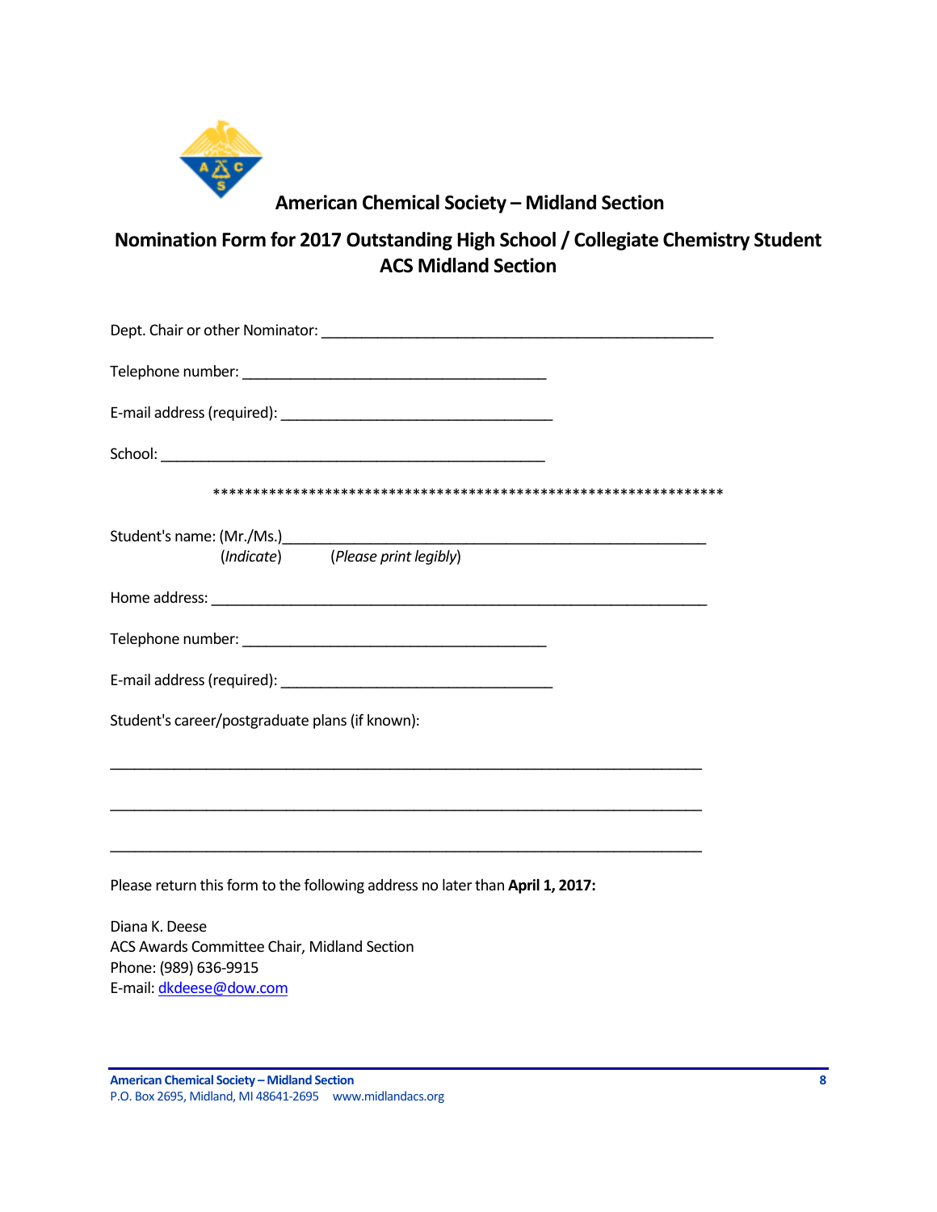## American Chemical Society – Midland Section

## Nomination Form for 2017 Outstanding High School / Collegiate Chemistry Student ACS Midland Section

Dept. Chair or other Nominator: ___________________________________________________

Telephone number: ________________________________________

E-mail address (required): ____________________________________

School: ___________________________________________________

*****************************************************************

Student's name: (Mr./Ms.)_________________________________________________________
(*Indicate*)          (*Please print legibly*)

Home address: _________________________________________________________________

Telephone number: ________________________________________

E-mail address (required): ____________________________________

Student's career/postgraduate plans (if known):

_______________________________________________________________________________

_______________________________________________________________________________

_______________________________________________________________________________

Please return this form to the following address no later than **April 1, 2017:**

Diana K. Deese
ACS Awards Committee Chair, Midland Section
Phone: (989) 636-9915
E-mail: dkdeese@dow.com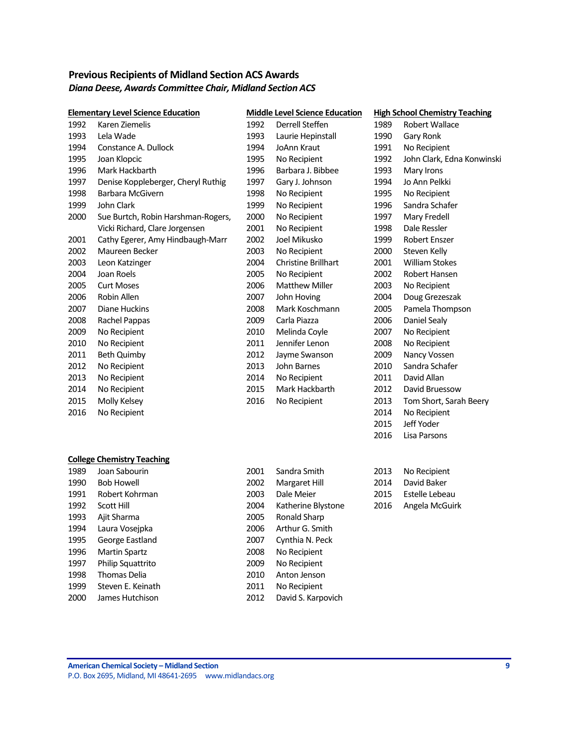## Previous Recipients of Midland Section ACS Awards

***Diana Deese, Awards Committee Chair, Midland Section ACS***

### Elementary Level Science Education

| Year | Recipient |
|---|---|
| 1992 | Karen Ziemelis |
| 1993 | Lela Wade |
| 1994 | Constance A. Dullock |
| 1995 | Joan Klopcic |
| 1996 | Mark Hackbarth |
| 1997 | Denise Koppleberger, Cheryl Ruthig |
| 1998 | Barbara McGivern |
| 1999 | John Clark |
| 2000 | Sue Burtch, Robin Harshman-Rogers, Vicki Richard, Clare Jorgensen |
| 2001 | Cathy Egerer, Amy Hindbaugh-Marr |
| 2002 | Maureen Becker |
| 2003 | Leon Katzinger |
| 2004 | Joan Roels |
| 2005 | Curt Moses |
| 2006 | Robin Allen |
| 2007 | Diane Huckins |
| 2008 | Rachel Pappas |
| 2009 | No Recipient |
| 2010 | No Recipient |
| 2011 | Beth Quimby |
| 2012 | No Recipient |
| 2013 | No Recipient |
| 2014 | No Recipient |
| 2015 | Molly Kelsey |
| 2016 | No Recipient |

### Middle Level Science Education

| Year | Recipient |
|---|---|
| 1992 | Derrell Steffen |
| 1993 | Laurie Hepinstall |
| 1994 | JoAnn Kraut |
| 1995 | No Recipient |
| 1996 | Barbara J. Bibbee |
| 1997 | Gary J. Johnson |
| 1998 | No Recipient |
| 1999 | No Recipient |
| 2000 | No Recipient |
| 2001 | No Recipient |
| 2002 | Joel Mikusko |
| 2003 | No Recipient |
| 2004 | Christine Brillhart |
| 2005 | No Recipient |
| 2006 | Matthew Miller |
| 2007 | John Hoving |
| 2008 | Mark Koschmann |
| 2009 | Carla Piazza |
| 2010 | Melinda Coyle |
| 2011 | Jennifer Lenon |
| 2012 | Jayme Swanson |
| 2013 | John Barnes |
| 2014 | No Recipient |
| 2015 | Mark Hackbarth |
| 2016 | No Recipient |

### High School Chemistry Teaching

| Year | Recipient |
|---|---|
| 1989 | Robert Wallace |
| 1990 | Gary Ronk |
| 1991 | No Recipient |
| 1992 | John Clark, Edna Konwinski |
| 1993 | Mary Irons |
| 1994 | Jo Ann Pelkki |
| 1995 | No Recipient |
| 1996 | Sandra Schafer |
| 1997 | Mary Fredell |
| 1998 | Dale Ressler |
| 1999 | Robert Enszer |
| 2000 | Steven Kelly |
| 2001 | William Stokes |
| 2002 | Robert Hansen |
| 2003 | No Recipient |
| 2004 | Doug Grezeszak |
| 2005 | Pamela Thompson |
| 2006 | Daniel Sealy |
| 2007 | No Recipient |
| 2008 | No Recipient |
| 2009 | Nancy Vossen |
| 2010 | Sandra Schafer |
| 2011 | David Allan |
| 2012 | David Bruessow |
| 2013 | Tom Short, Sarah Beery |
| 2014 | No Recipient |
| 2015 | Jeff Yoder |
| 2016 | Lisa Parsons |

### College Chemistry Teaching

| Year | Recipient |
|---|---|
| 1989 | Joan Sabourin |
| 1990 | Bob Howell |
| 1991 | Robert Kohrman |
| 1992 | Scott Hill |
| 1993 | Ajit Sharma |
| 1994 | Laura Vosejpka |
| 1995 | George Eastland |
| 1996 | Martin Spartz |
| 1997 | Philip Squattrito |
| 1998 | Thomas Delia |
| 1999 | Steven E. Keinath |
| 2000 | James Hutchison |
| 2001 | Sandra Smith |
| 2002 | Margaret Hill |
| 2003 | Dale Meier |
| 2004 | Katherine Blystone |
| 2005 | Ronald Sharp |
| 2006 | Arthur G. Smith |
| 2007 | Cynthia N. Peck |
| 2008 | No Recipient |
| 2009 | No Recipient |
| 2010 | Anton Jenson |
| 2011 | No Recipient |
| 2012 | David S. Karpovich |
| 2013 | No Recipient |
| 2014 | David Baker |
| 2015 | Estelle Lebeau |
| 2016 | Angela McGuirk |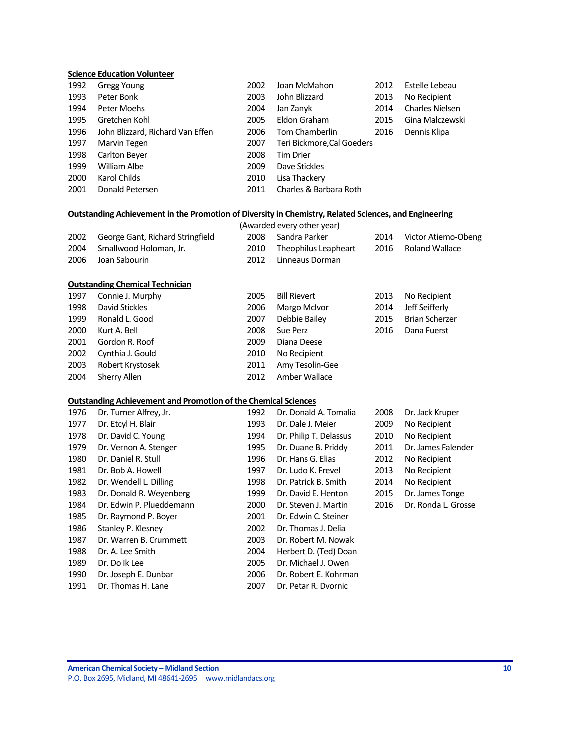**Science Education Volunteer**

| Year | Recipient |
|---|---|
| 1992 | Gregg Young |
| 1993 | Peter Bonk |
| 1994 | Peter Moehs |
| 1995 | Gretchen Kohl |
| 1996 | John Blizzard, Richard Van Effen |
| 1997 | Marvin Tegen |
| 1998 | Carlton Beyer |
| 1999 | William Albe |
| 2000 | Karol Childs |
| 2001 | Donald Petersen |
| 2002 | Joan McMahon |
| 2003 | John Blizzard |
| 2004 | Jan Zanyk |
| 2005 | Eldon Graham |
| 2006 | Tom Chamberlin |
| 2007 | Teri Bickmore,Cal Goeders |
| 2008 | Tim Drier |
| 2009 | Dave Stickles |
| 2010 | Lisa Thackery |
| 2011 | Charles & Barbara Roth |
| 2012 | Estelle Lebeau |
| 2013 | No Recipient |
| 2014 | Charles Nielsen |
| 2015 | Gina Malczewski |
| 2016 | Dennis Klipa |

**Outstanding Achievement in the Promotion of Diversity in Chemistry, Related Sciences, and Engineering**

(Awarded every other year)

| Year | Recipient |
|---|---|
| 2002 | George Gant, Richard Stringfield |
| 2004 | Smallwood Holoman, Jr. |
| 2006 | Joan Sabourin |
| 2008 | Sandra Parker |
| 2010 | Theophilus Leapheart |
| 2012 | Linneaus Dorman |
| 2014 | Victor Atiemo-Obeng |
| 2016 | Roland Wallace |

**Outstanding Chemical Technician**

| Year | Recipient |
|---|---|
| 1997 | Connie J. Murphy |
| 1998 | David Stickles |
| 1999 | Ronald L. Good |
| 2000 | Kurt A. Bell |
| 2001 | Gordon R. Roof |
| 2002 | Cynthia J. Gould |
| 2003 | Robert Krystosek |
| 2004 | Sherry Allen |
| 2005 | Bill Rievert |
| 2006 | Margo McIvor |
| 2007 | Debbie Bailey |
| 2008 | Sue Perz |
| 2009 | Diana Deese |
| 2010 | No Recipient |
| 2011 | Amy Tesolin-Gee |
| 2012 | Amber Wallace |
| 2013 | No Recipient |
| 2014 | Jeff Seifferly |
| 2015 | Brian Scherzer |
| 2016 | Dana Fuerst |

**Outstanding Achievement and Promotion of the Chemical Sciences**

| Year | Recipient |
|---|---|
| 1976 | Dr. Turner Alfrey, Jr. |
| 1977 | Dr. Etcyl H. Blair |
| 1978 | Dr. David C. Young |
| 1979 | Dr. Vernon A. Stenger |
| 1980 | Dr. Daniel R. Stull |
| 1981 | Dr. Bob A. Howell |
| 1982 | Dr. Wendell L. Dilling |
| 1983 | Dr. Donald R. Weyenberg |
| 1984 | Dr. Edwin P. Plueddemann |
| 1985 | Dr. Raymond P. Boyer |
| 1986 | Stanley P. Klesney |
| 1987 | Dr. Warren B. Crummett |
| 1988 | Dr. A. Lee Smith |
| 1989 | Dr. Do Ik Lee |
| 1990 | Dr. Joseph E. Dunbar |
| 1991 | Dr. Thomas H. Lane |
| 1992 | Dr. Donald A. Tomalia |
| 1993 | Dr. Dale J. Meier |
| 1994 | Dr. Philip T. Delassus |
| 1995 | Dr. Duane B. Priddy |
| 1996 | Dr. Hans G. Elias |
| 1997 | Dr. Ludo K. Frevel |
| 1998 | Dr. Patrick B. Smith |
| 1999 | Dr. David E. Henton |
| 2000 | Dr. Steven J. Martin |
| 2001 | Dr. Edwin C. Steiner |
| 2002 | Dr. Thomas J. Delia |
| 2003 | Dr. Robert M. Nowak |
| 2004 | Herbert D. (Ted) Doan |
| 2005 | Dr. Michael J. Owen |
| 2006 | Dr. Robert E. Kohrman |
| 2007 | Dr. Petar R. Dvornic |
| 2008 | Dr. Jack Kruper |
| 2009 | No Recipient |
| 2010 | No Recipient |
| 2011 | Dr. James Falender |
| 2012 | No Recipient |
| 2013 | No Recipient |
| 2014 | No Recipient |
| 2015 | Dr. James Tonge |
| 2016 | Dr. Ronda L. Grosse |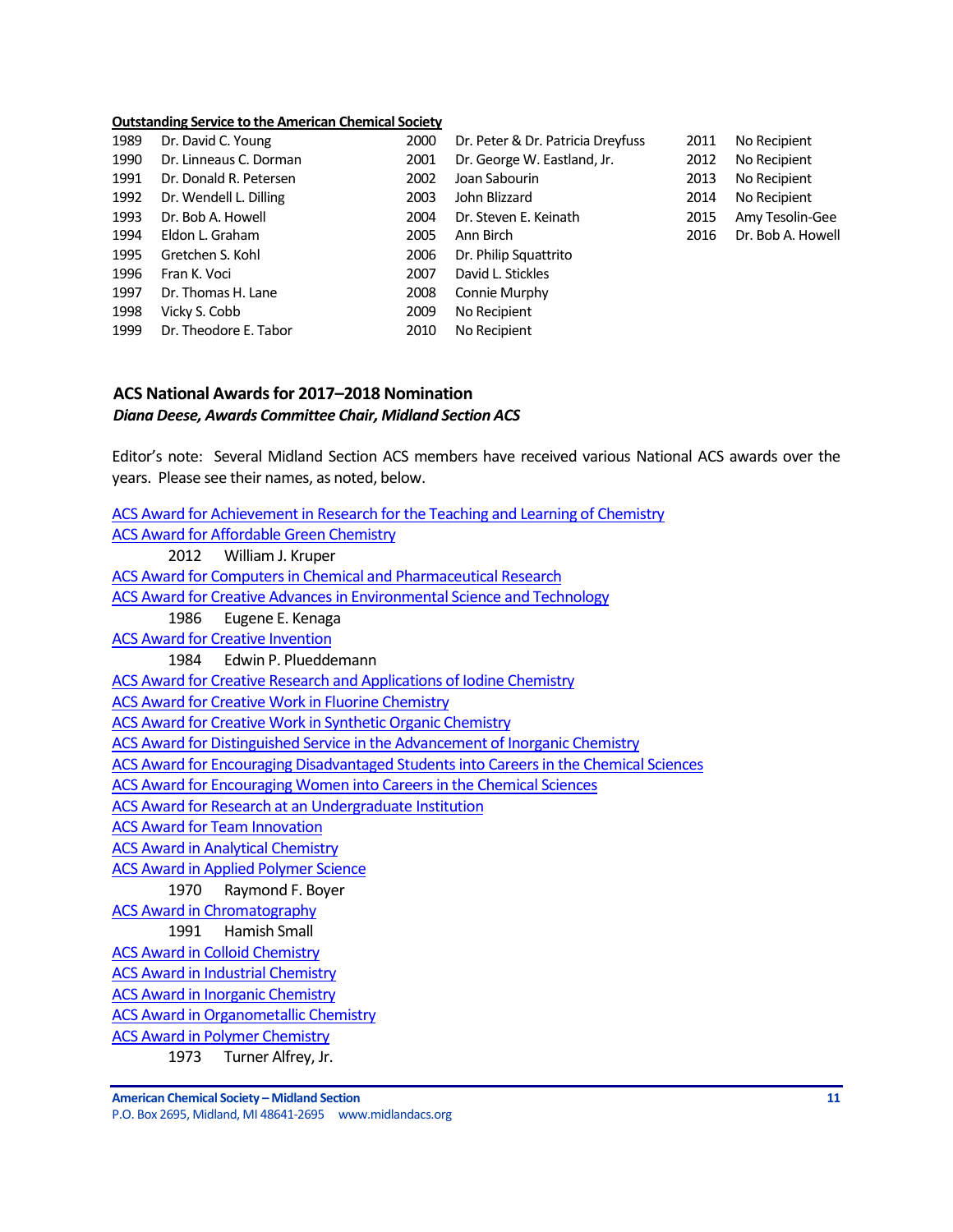**Outstanding Service to the American Chemical Society**

| Year | Recipient | Year | Recipient | Year | Recipient |
|---|---|---|---|---|---|
| 1989 | Dr. David C. Young | 2000 | Dr. Peter & Dr. Patricia Dreyfuss | 2011 | No Recipient |
| 1990 | Dr. Linneaus C. Dorman | 2001 | Dr. George W. Eastland, Jr. | 2012 | No Recipient |
| 1991 | Dr. Donald R. Petersen | 2002 | Joan Sabourin | 2013 | No Recipient |
| 1992 | Dr. Wendell L. Dilling | 2003 | John Blizzard | 2014 | No Recipient |
| 1993 | Dr. Bob A. Howell | 2004 | Dr. Steven E. Keinath | 2015 | Amy Tesolin-Gee |
| 1994 | Eldon L. Graham | 2005 | Ann Birch | 2016 | Dr. Bob A. Howell |
| 1995 | Gretchen S. Kohl | 2006 | Dr. Philip Squattrito | | |
| 1996 | Fran K. Voci | 2007 | David L. Stickles | | |
| 1997 | Dr. Thomas H. Lane | 2008 | Connie Murphy | | |
| 1998 | Vicky S. Cobb | 2009 | No Recipient | | |
| 1999 | Dr. Theodore E. Tabor | 2010 | No Recipient | | |

## ACS National Awards for 2017–2018 Nomination

***Diana Deese, Awards Committee Chair, Midland Section ACS***

Editor's note: Several Midland Section ACS members have received various National ACS awards over the years. Please see their names, as noted, below.

ACS Award for Achievement in Research for the Teaching and Learning of Chemistry

ACS Award for Affordable Green Chemistry

2012 William J. Kruper

ACS Award for Computers in Chemical and Pharmaceutical Research

ACS Award for Creative Advances in Environmental Science and Technology

1986 Eugene E. Kenaga

ACS Award for Creative Invention

1984 Edwin P. Plueddemann

ACS Award for Creative Research and Applications of Iodine Chemistry

ACS Award for Creative Work in Fluorine Chemistry

ACS Award for Creative Work in Synthetic Organic Chemistry

ACS Award for Distinguished Service in the Advancement of Inorganic Chemistry

ACS Award for Encouraging Disadvantaged Students into Careers in the Chemical Sciences

ACS Award for Encouraging Women into Careers in the Chemical Sciences

ACS Award for Research at an Undergraduate Institution

ACS Award for Team Innovation

ACS Award in Analytical Chemistry

ACS Award in Applied Polymer Science

1970 Raymond F. Boyer

ACS Award in Chromatography

1991 Hamish Small

ACS Award in Colloid Chemistry

ACS Award in Industrial Chemistry

ACS Award in Inorganic Chemistry

ACS Award in Organometallic Chemistry

ACS Award in Polymer Chemistry

1973 Turner Alfrey, Jr.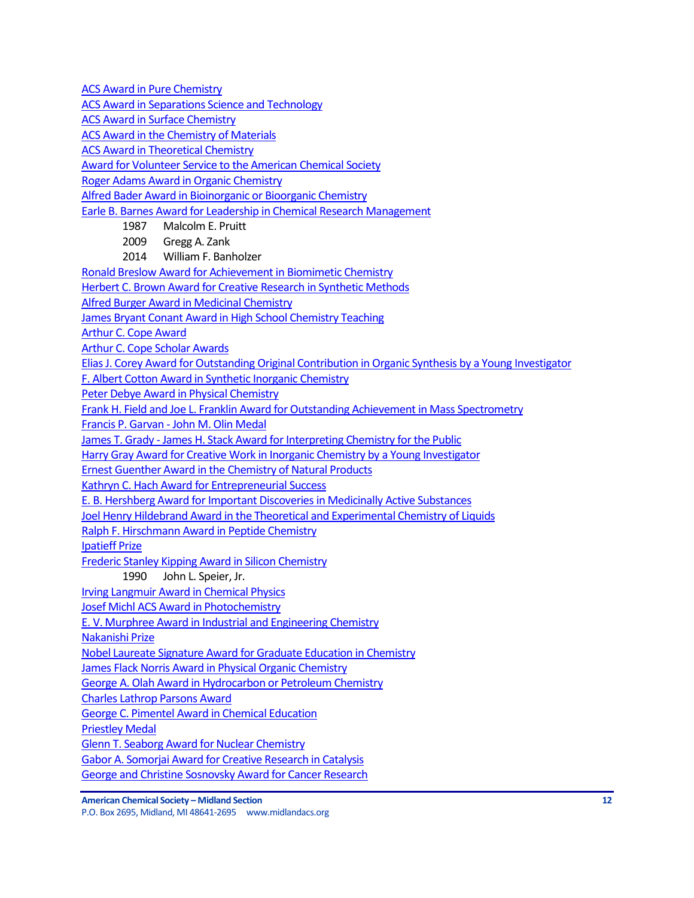ACS Award in Pure Chemistry
ACS Award in Separations Science and Technology
ACS Award in Surface Chemistry
ACS Award in the Chemistry of Materials
ACS Award in Theoretical Chemistry
Award for Volunteer Service to the American Chemical Society
Roger Adams Award in Organic Chemistry
Alfred Bader Award in Bioinorganic or Bioorganic Chemistry
Earle B. Barnes Award for Leadership in Chemical Research Management

- 1987 Malcolm E. Pruitt
- 2009 Gregg A. Zank
- 2014 William F. Banholzer

Ronald Breslow Award for Achievement in Biomimetic Chemistry
Herbert C. Brown Award for Creative Research in Synthetic Methods
Alfred Burger Award in Medicinal Chemistry
James Bryant Conant Award in High School Chemistry Teaching
Arthur C. Cope Award
Arthur C. Cope Scholar Awards
Elias J. Corey Award for Outstanding Original Contribution in Organic Synthesis by a Young Investigator
F. Albert Cotton Award in Synthetic Inorganic Chemistry
Peter Debye Award in Physical Chemistry
Frank H. Field and Joe L. Franklin Award for Outstanding Achievement in Mass Spectrometry
Francis P. Garvan - John M. Olin Medal
James T. Grady - James H. Stack Award for Interpreting Chemistry for the Public
Harry Gray Award for Creative Work in Inorganic Chemistry by a Young Investigator
Ernest Guenther Award in the Chemistry of Natural Products
Kathryn C. Hach Award for Entrepreneurial Success
E. B. Hershberg Award for Important Discoveries in Medicinally Active Substances
Joel Henry Hildebrand Award in the Theoretical and Experimental Chemistry of Liquids
Ralph F. Hirschmann Award in Peptide Chemistry
Ipatieff Prize
Frederic Stanley Kipping Award in Silicon Chemistry

- 1990 John L. Speier, Jr.

Irving Langmuir Award in Chemical Physics
Josef Michl ACS Award in Photochemistry
E. V. Murphree Award in Industrial and Engineering Chemistry
Nakanishi Prize
Nobel Laureate Signature Award for Graduate Education in Chemistry
James Flack Norris Award in Physical Organic Chemistry
George A. Olah Award in Hydrocarbon or Petroleum Chemistry
Charles Lathrop Parsons Award
George C. Pimentel Award in Chemical Education
Priestley Medal
Glenn T. Seaborg Award for Nuclear Chemistry
Gabor A. Somorjai Award for Creative Research in Catalysis
George and Christine Sosnovsky Award for Cancer Research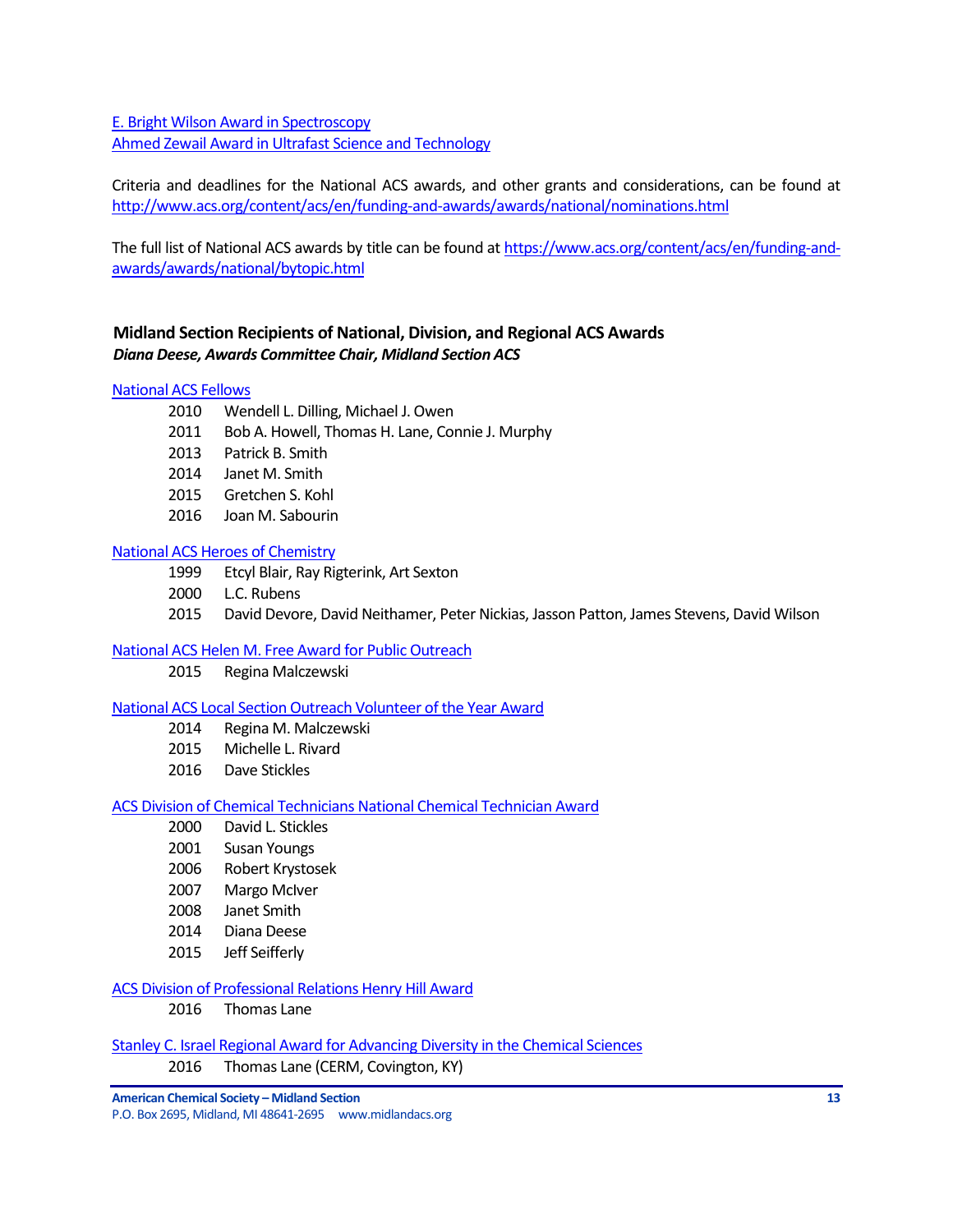[E. Bright Wilson Award in Spectroscopy](#)
[Ahmed Zewail Award in Ultrafast Science and Technology](#)

Criteria and deadlines for the National ACS awards, and other grants and considerations, can be found at http://www.acs.org/content/acs/en/funding-and-awards/awards/national/nominations.html

The full list of National ACS awards by title can be found at https://www.acs.org/content/acs/en/funding-and-awards/awards/national/bytopic.html

### Midland Section Recipients of National, Division, and Regional ACS Awards

***Diana Deese, Awards Committee Chair, Midland Section ACS***

[National ACS Fellows](#)

- 2010 Wendell L. Dilling, Michael J. Owen
- 2011 Bob A. Howell, Thomas H. Lane, Connie J. Murphy
- 2013 Patrick B. Smith
- 2014 Janet M. Smith
- 2015 Gretchen S. Kohl
- 2016 Joan M. Sabourin

[National ACS Heroes of Chemistry](#)

- 1999 Etcyl Blair, Ray Rigterink, Art Sexton
- 2000 L.C. Rubens
- 2015 David Devore, David Neithamer, Peter Nickias, Jasson Patton, James Stevens, David Wilson

[National ACS Helen M. Free Award for Public Outreach](#)

- 2015 Regina Malczewski

[National ACS Local Section Outreach Volunteer of the Year Award](#)

- 2014 Regina M. Malczewski
- 2015 Michelle L. Rivard
- 2016 Dave Stickles

[ACS Division of Chemical Technicians National Chemical Technician Award](#)

- 2000 David L. Stickles
- 2001 Susan Youngs
- 2006 Robert Krystosek
- 2007 Margo McIver
- 2008 Janet Smith
- 2014 Diana Deese
- 2015 Jeff Seifferly

[ACS Division of Professional Relations Henry Hill Award](#)

- 2016 Thomas Lane

[Stanley C. Israel Regional Award for Advancing Diversity in the Chemical Sciences](#)

- 2016 Thomas Lane (CERM, Covington, KY)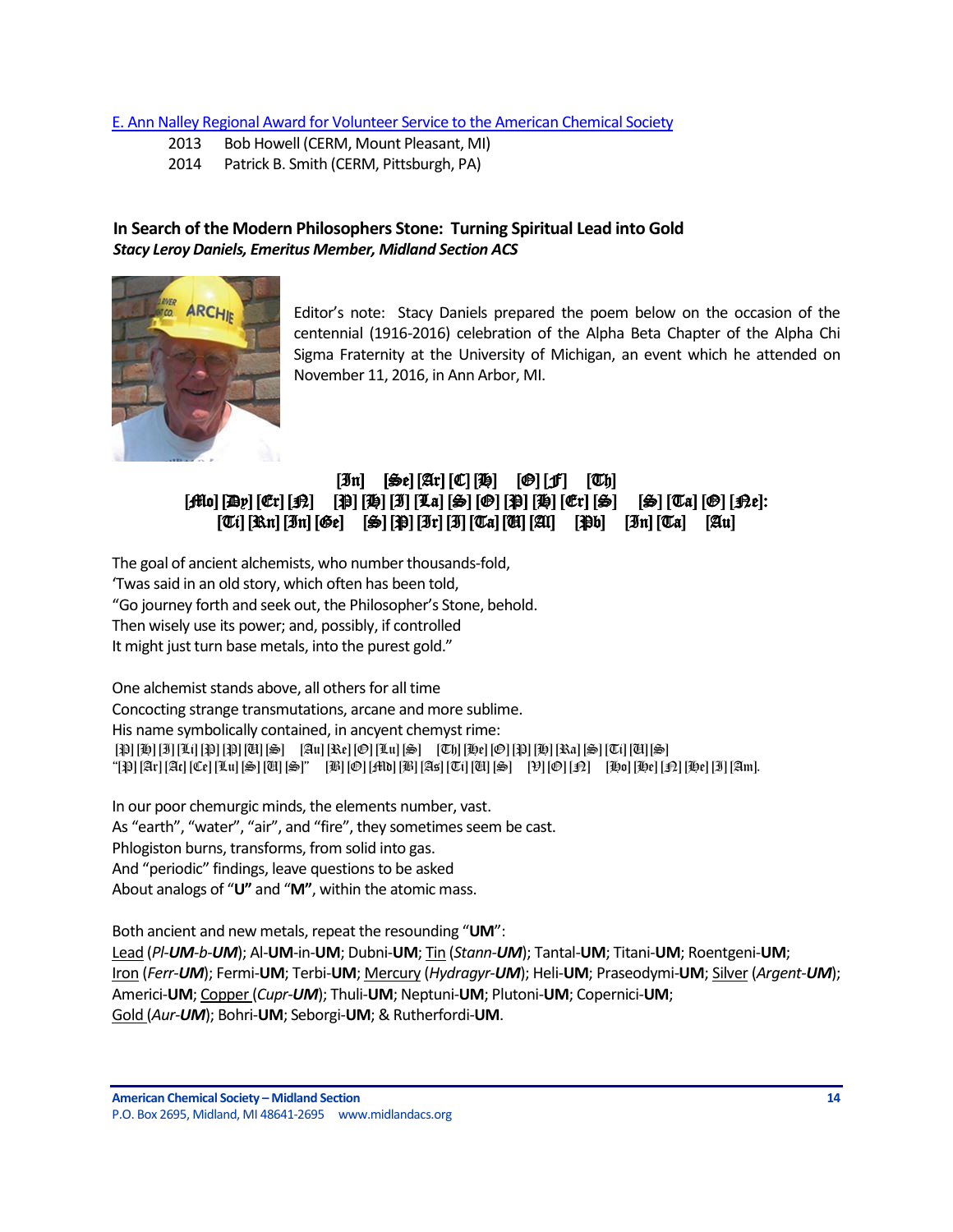E. Ann Nalley Regional Award for Volunteer Service to the American Chemical Society

2013 Bob Howell (CERM, Mount Pleasant, MI)
2014 Patrick B. Smith (CERM, Pittsburgh, PA)

### In Search of the Modern Philosophers Stone: Turning Spiritual Lead into Gold

***Stacy Leroy Daniels, Emeritus Member, Midland Section ACS***

Editor's note: Stacy Daniels prepared the poem below on the occasion of the centennial (1916-2016) celebration of the Alpha Beta Chapter of the Alpha Chi Sigma Fraternity at the University of Michigan, an event which he attended on November 11, 2016, in Ann Arbor, MI.

**[In] [Se] [Ar] [C] [H] [O] [F] [Th]**
**[Mo] [Dy] [Er] [N] [P] [H] [I] [La] [S] [O] [P] [H] [Er] [S] [S] [Ta] [O] [Ne]:**
**[Ti] [Rn] [In] [Ge] [S] [P] [Ir] [I] [Ta] [U] [Al] [Pb] [In] [Ta] [Au]**

The goal of ancient alchemists, who number thousands-fold,
'Twas said in an old story, which often has been told,
"Go journey forth and seek out, the Philosopher's Stone, behold.
Then wisely use its power; and, possibly, if controlled
It might just turn base metals, into the purest gold."

One alchemist stands above, all others for all time
Concocting strange transmutations, arcane and more sublime.
His name symbolically contained, in ancyent chemyst rime:
[P] [H] [I] [Li] [P] [P] [U] [S] [Au] [Re] [O] [Lu] [S] [Th] [He] [O] [P] [H] [Ra] [S] [Ti] [U] [S]
"[P] [Ar] [Ac] [Ce] [Lu] [S] [U] [S]" [B] [O] [Md] [B] [As] [Ti] [U] [S] [V] [O] [N] [Ho] [He] [N] [He] [I] [Am].

In our poor chemurgic minds, the elements number, vast.
As "earth", "water", "air", and "fire", they sometimes seem be cast.
Phlogiston burns, transforms, from solid into gas.
And "periodic" findings, leave questions to be asked
About analogs of "**U"** and "**M"**, within the atomic mass.

Both ancient and new metals, repeat the resounding "**UM**":
Lead (*Pl-**UM**-b-**UM***); Al-**UM**-in-**UM**; Dubni-**UM**; Tin (*Stann-**UM***); Tantal-**UM**; Titani-**UM**; Roentgeni-**UM**;
Iron (*Ferr-**UM***); Fermi-**UM**; Terbi-**UM**; Mercury (*Hydragyr-**UM***); Heli-**UM**; Praseodymi-**UM**; Silver (*Argent-**UM***);
Americi-**UM**; Copper (*Cupr-**UM***); Thuli-**UM**; Neptuni-**UM**; Plutoni-**UM**; Copernici-**UM**;
Gold (*Aur-**UM***); Bohri-**UM**; Seborgi-**UM**; & Rutherfordi-**UM**.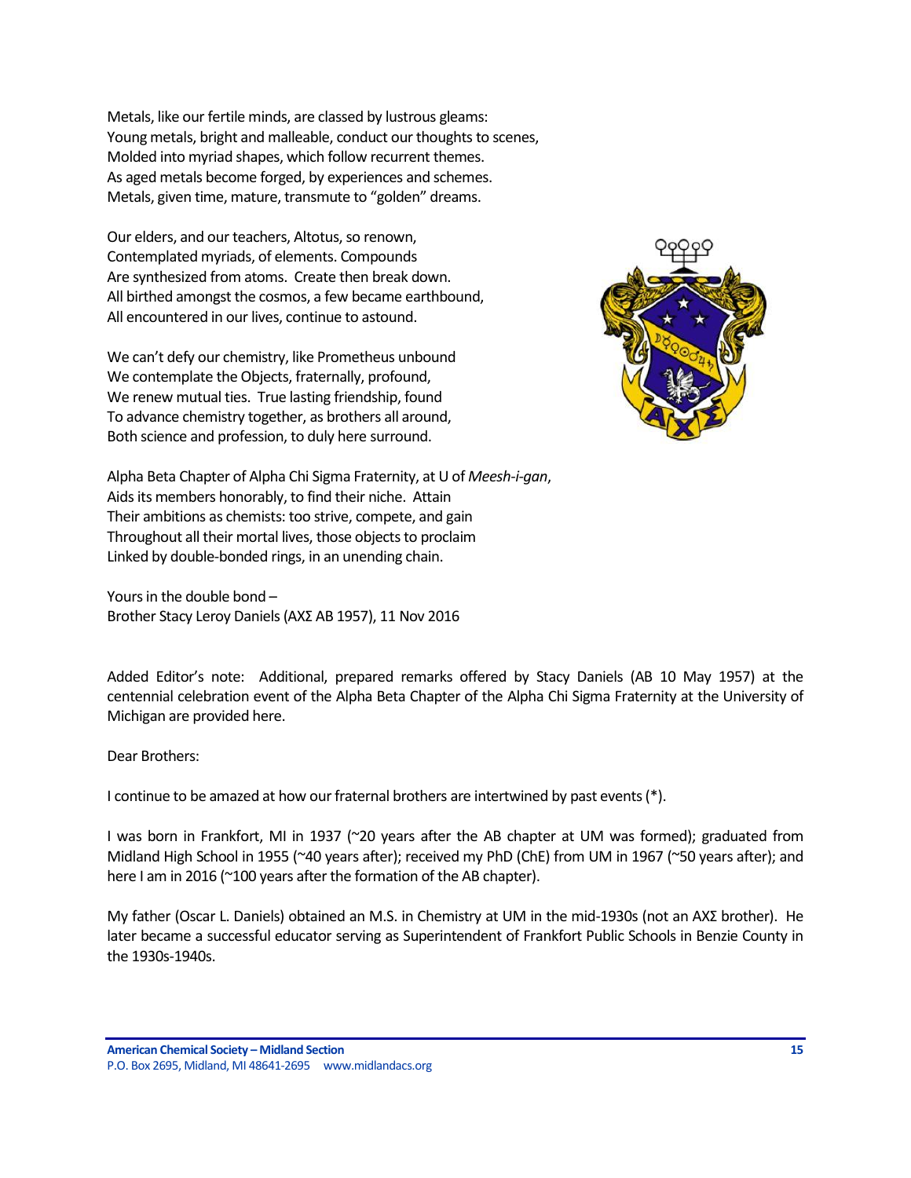Metals, like our fertile minds, are classed by lustrous gleams:
Young metals, bright and malleable, conduct our thoughts to scenes,
Molded into myriad shapes, which follow recurrent themes.
As aged metals become forged, by experiences and schemes.
Metals, given time, mature, transmute to "golden" dreams.

Our elders, and our teachers, Altotus, so renown,
Contemplated myriads, of elements. Compounds
Are synthesized from atoms. Create then break down.
All birthed amongst the cosmos, a few became earthbound,
All encountered in our lives, continue to astound.

We can't defy our chemistry, like Prometheus unbound
We contemplate the Objects, fraternally, profound,
We renew mutual ties. True lasting friendship, found
To advance chemistry together, as brothers all around,
Both science and profession, to duly here surround.

Alpha Beta Chapter of Alpha Chi Sigma Fraternity, at U of *Meesh-i-gan*,
Aids its members honorably, to find their niche. Attain
Their ambitions as chemists: too strive, compete, and gain
Throughout all their mortal lives, those objects to proclaim
Linked by double-bonded rings, in an unending chain.

Yours in the double bond –
Brother Stacy Leroy Daniels (ΑΧΣ AB 1957), 11 Nov 2016

Added Editor's note: Additional, prepared remarks offered by Stacy Daniels (AB 10 May 1957) at the centennial celebration event of the Alpha Beta Chapter of the Alpha Chi Sigma Fraternity at the University of Michigan are provided here.

Dear Brothers:

I continue to be amazed at how our fraternal brothers are intertwined by past events (*).

I was born in Frankfort, MI in 1937 (~20 years after the AB chapter at UM was formed); graduated from Midland High School in 1955 (~40 years after); received my PhD (ChE) from UM in 1967 (~50 years after); and here I am in 2016 (~100 years after the formation of the AB chapter).

My father (Oscar L. Daniels) obtained an M.S. in Chemistry at UM in the mid-1930s (not an ΑΧΣ brother). He later became a successful educator serving as Superintendent of Frankfort Public Schools in Benzie County in the 1930s-1940s.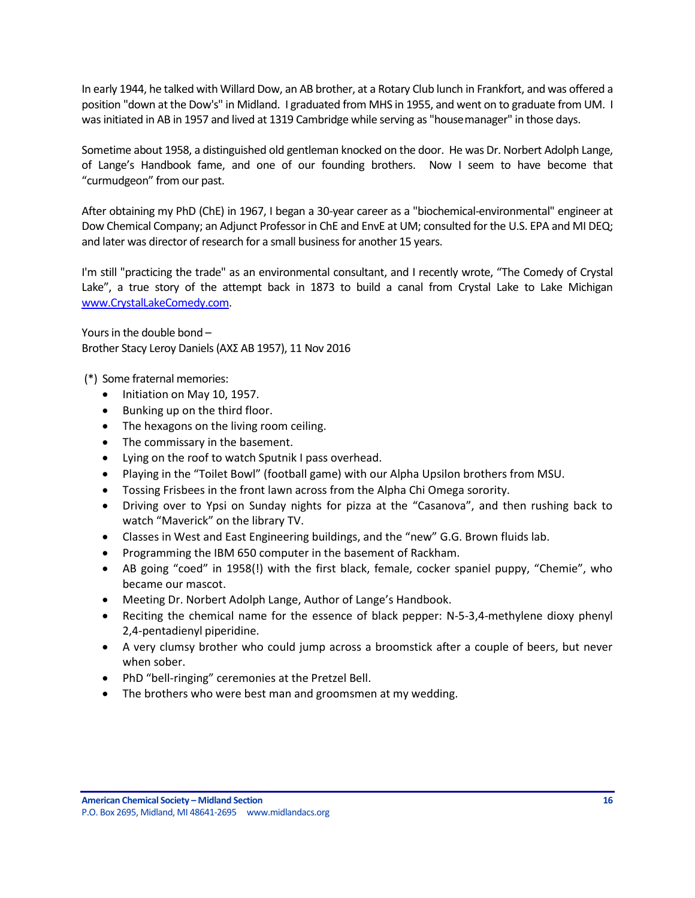In early 1944, he talked with Willard Dow, an AB brother, at a Rotary Club lunch in Frankfort, and was offered a position "down at the Dow's" in Midland. I graduated from MHS in 1955, and went on to graduate from UM. I was initiated in AB in 1957 and lived at 1319 Cambridge while serving as "house manager" in those days.

Sometime about 1958, a distinguished old gentleman knocked on the door. He was Dr. Norbert Adolph Lange, of Lange's Handbook fame, and one of our founding brothers. Now I seem to have become that "curmudgeon" from our past.

After obtaining my PhD (ChE) in 1967, I began a 30-year career as a "biochemical-environmental" engineer at Dow Chemical Company; an Adjunct Professor in ChE and EnvE at UM; consulted for the U.S. EPA and MI DEQ; and later was director of research for a small business for another 15 years.

I'm still "practicing the trade" as an environmental consultant, and I recently wrote, "The Comedy of Crystal Lake", a true story of the attempt back in 1873 to build a canal from Crystal Lake to Lake Michigan [www.CrystalLakeComedy.com](http://www.CrystalLakeComedy.com).

Yours in the double bond –
Brother Stacy Leroy Daniels (ΑΧΣ AB 1957), 11 Nov 2016

(*) Some fraternal memories:

- Initiation on May 10, 1957.
- Bunking up on the third floor.
- The hexagons on the living room ceiling.
- The commissary in the basement.
- Lying on the roof to watch Sputnik I pass overhead.
- Playing in the "Toilet Bowl" (football game) with our Alpha Upsilon brothers from MSU.
- Tossing Frisbees in the front lawn across from the Alpha Chi Omega sorority.
- Driving over to Ypsi on Sunday nights for pizza at the "Casanova", and then rushing back to watch "Maverick" on the library TV.
- Classes in West and East Engineering buildings, and the "new" G.G. Brown fluids lab.
- Programming the IBM 650 computer in the basement of Rackham.
- AB going "coed" in 1958(!) with the first black, female, cocker spaniel puppy, "Chemie", who became our mascot.
- Meeting Dr. Norbert Adolph Lange, Author of Lange's Handbook.
- Reciting the chemical name for the essence of black pepper: N-5-3,4-methylene dioxy phenyl 2,4-pentadienyl piperidine.
- A very clumsy brother who could jump across a broomstick after a couple of beers, but never when sober.
- PhD "bell-ringing" ceremonies at the Pretzel Bell.
- The brothers who were best man and groomsmen at my wedding.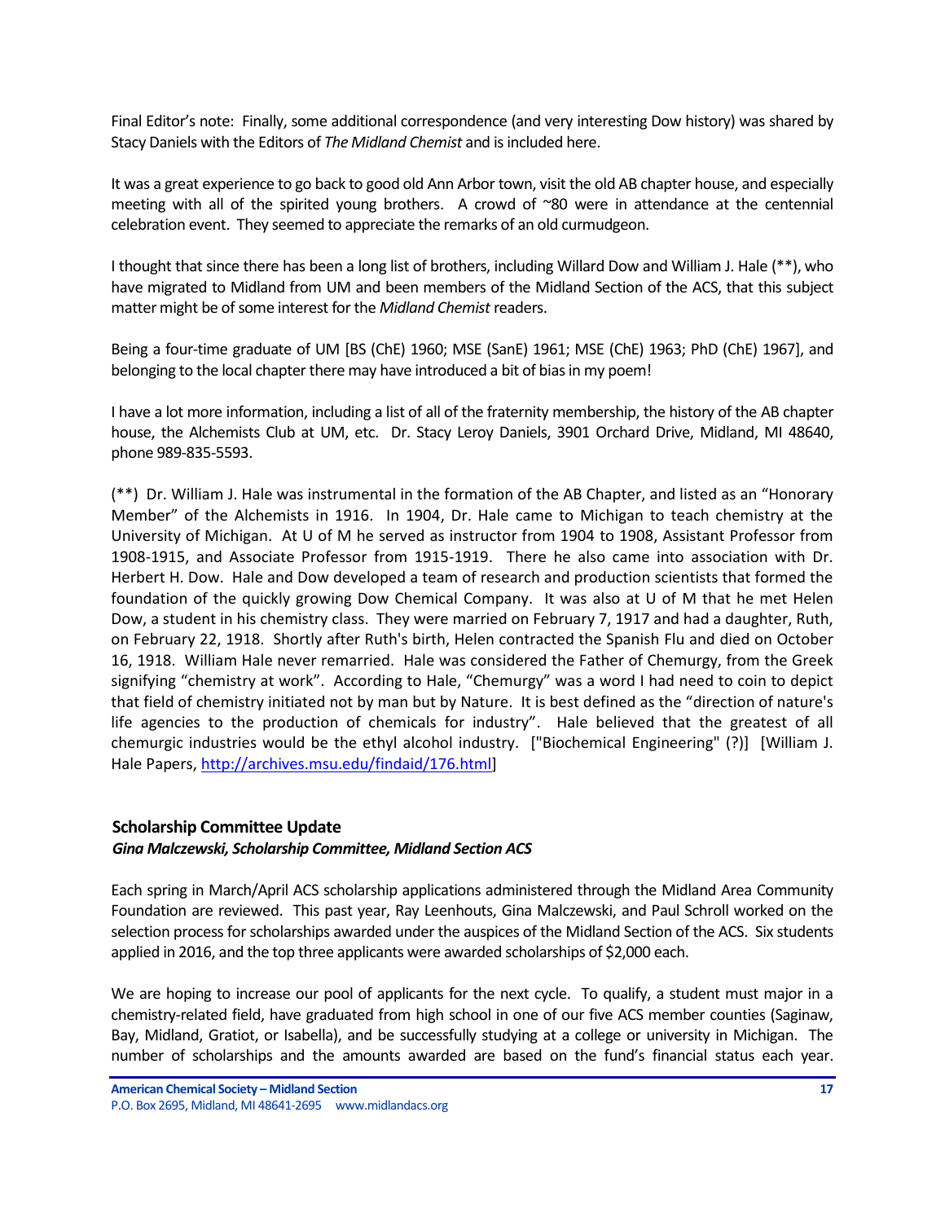Final Editor's note: Finally, some additional correspondence (and very interesting Dow history) was shared by Stacy Daniels with the Editors of *The Midland Chemist* and is included here.

It was a great experience to go back to good old Ann Arbor town, visit the old AB chapter house, and especially meeting with all of the spirited young brothers. A crowd of ~80 were in attendance at the centennial celebration event. They seemed to appreciate the remarks of an old curmudgeon.

I thought that since there has been a long list of brothers, including Willard Dow and William J. Hale (**), who have migrated to Midland from UM and been members of the Midland Section of the ACS, that this subject matter might be of some interest for the *Midland Chemist* readers.

Being a four-time graduate of UM [BS (ChE) 1960; MSE (SanE) 1961; MSE (ChE) 1963; PhD (ChE) 1967], and belonging to the local chapter there may have introduced a bit of bias in my poem!

I have a lot more information, including a list of all of the fraternity membership, the history of the AB chapter house, the Alchemists Club at UM, etc. Dr. Stacy Leroy Daniels, 3901 Orchard Drive, Midland, MI 48640, phone 989-835-5593.

(**) Dr. William J. Hale was instrumental in the formation of the AB Chapter, and listed as an "Honorary Member" of the Alchemists in 1916. In 1904, Dr. Hale came to Michigan to teach chemistry at the University of Michigan. At U of M he served as instructor from 1904 to 1908, Assistant Professor from 1908-1915, and Associate Professor from 1915-1919. There he also came into association with Dr. Herbert H. Dow. Hale and Dow developed a team of research and production scientists that formed the foundation of the quickly growing Dow Chemical Company. It was also at U of M that he met Helen Dow, a student in his chemistry class. They were married on February 7, 1917 and had a daughter, Ruth, on February 22, 1918. Shortly after Ruth's birth, Helen contracted the Spanish Flu and died on October 16, 1918. William Hale never remarried. Hale was considered the Father of Chemurgy, from the Greek signifying "chemistry at work". According to Hale, "Chemurgy" was a word I had need to coin to depict that field of chemistry initiated not by man but by Nature. It is best defined as the "direction of nature's life agencies to the production of chemicals for industry". Hale believed that the greatest of all chemurgic industries would be the ethyl alcohol industry. ["Biochemical Engineering" (?)] [William J. Hale Papers, http://archives.msu.edu/findaid/176.html]

### Scholarship Committee Update

***Gina Malczewski, Scholarship Committee, Midland Section ACS***

Each spring in March/April ACS scholarship applications administered through the Midland Area Community Foundation are reviewed. This past year, Ray Leenhouts, Gina Malczewski, and Paul Schroll worked on the selection process for scholarships awarded under the auspices of the Midland Section of the ACS. Six students applied in 2016, and the top three applicants were awarded scholarships of $2,000 each.

We are hoping to increase our pool of applicants for the next cycle. To qualify, a student must major in a chemistry-related field, have graduated from high school in one of our five ACS member counties (Saginaw, Bay, Midland, Gratiot, or Isabella), and be successfully studying at a college or university in Michigan. The number of scholarships and the amounts awarded are based on the fund's financial status each year.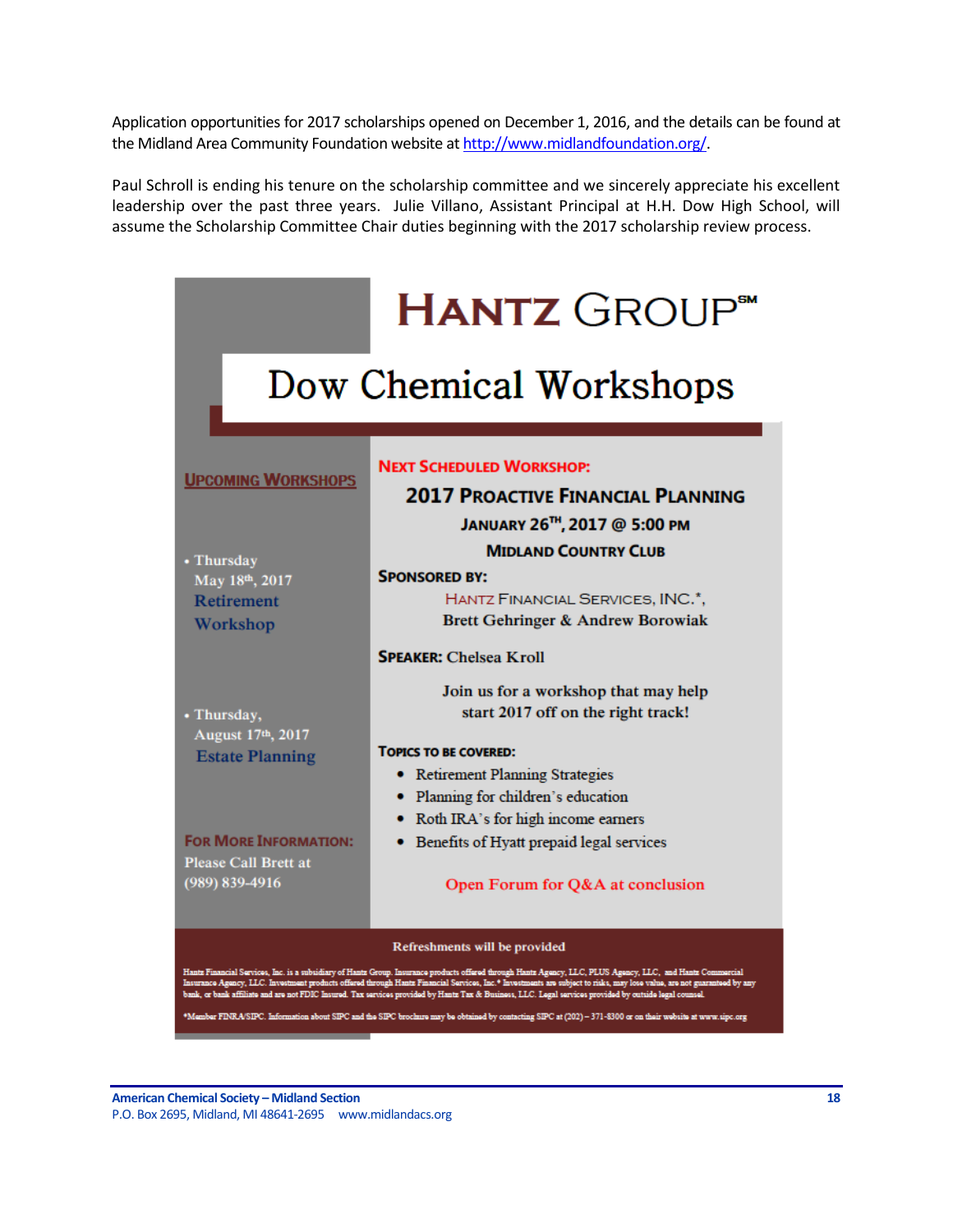Application opportunities for 2017 scholarships opened on December 1, 2016, and the details can be found at the Midland Area Community Foundation website at http://www.midlandfoundation.org/.

Paul Schroll is ending his tenure on the scholarship committee and we sincerely appreciate his excellent leadership over the past three years. Julie Villano, Assistant Principal at H.H. Dow High School, will assume the Scholarship Committee Chair duties beginning with the 2017 scholarship review process.

# HANTZ GROUP℠

## Dow Chemical Workshops

**UPCOMING WORKSHOPS**

- Thursday May 18th, 2017 Retirement Workshop
- Thursday, August 17th, 2017 Estate Planning

**FOR MORE INFORMATION:**
Please Call Brett at (989) 839-4916

**NEXT SCHEDULED WORKSHOP:**

**2017 PROACTIVE FINANCIAL PLANNING**

**JANUARY 26TH, 2017 @ 5:00 PM**

**MIDLAND COUNTRY CLUB**

**SPONSORED BY:**
HANTZ FINANCIAL SERVICES, INC.*,
Brett Gehringer & Andrew Borowiak

**SPEAKER:** Chelsea Kroll

Join us for a workshop that may help start 2017 off on the right track!

**TOPICS TO BE COVERED:**

- Retirement Planning Strategies
- Planning for children's education
- Roth IRA's for high income earners
- Benefits of Hyatt prepaid legal services

Open Forum for Q&A at conclusion

Refreshments will be provided

Hantz Financial Services, Inc. is a subsidiary of Hantz Group. Insurance products offered through Hantz Agency, LLC, PLUS Agency, LLC, and Hantz Commercial Insurance Agency, LLC. Investment products offered through Hantz Financial Services, Inc.* Investments are subject to risks, may lose value, are not guaranteed by any bank, or bank affiliate and are not FDIC Insured. Tax services provided by Hantz Tax & Business, LLC. Legal services provided by outside legal counsel.

*Member FINRA/SIPC. Information about SIPC and the SIPC brochure may be obtained by contacting SIPC at (202) – 371-8300 or on their website at www.sipc.org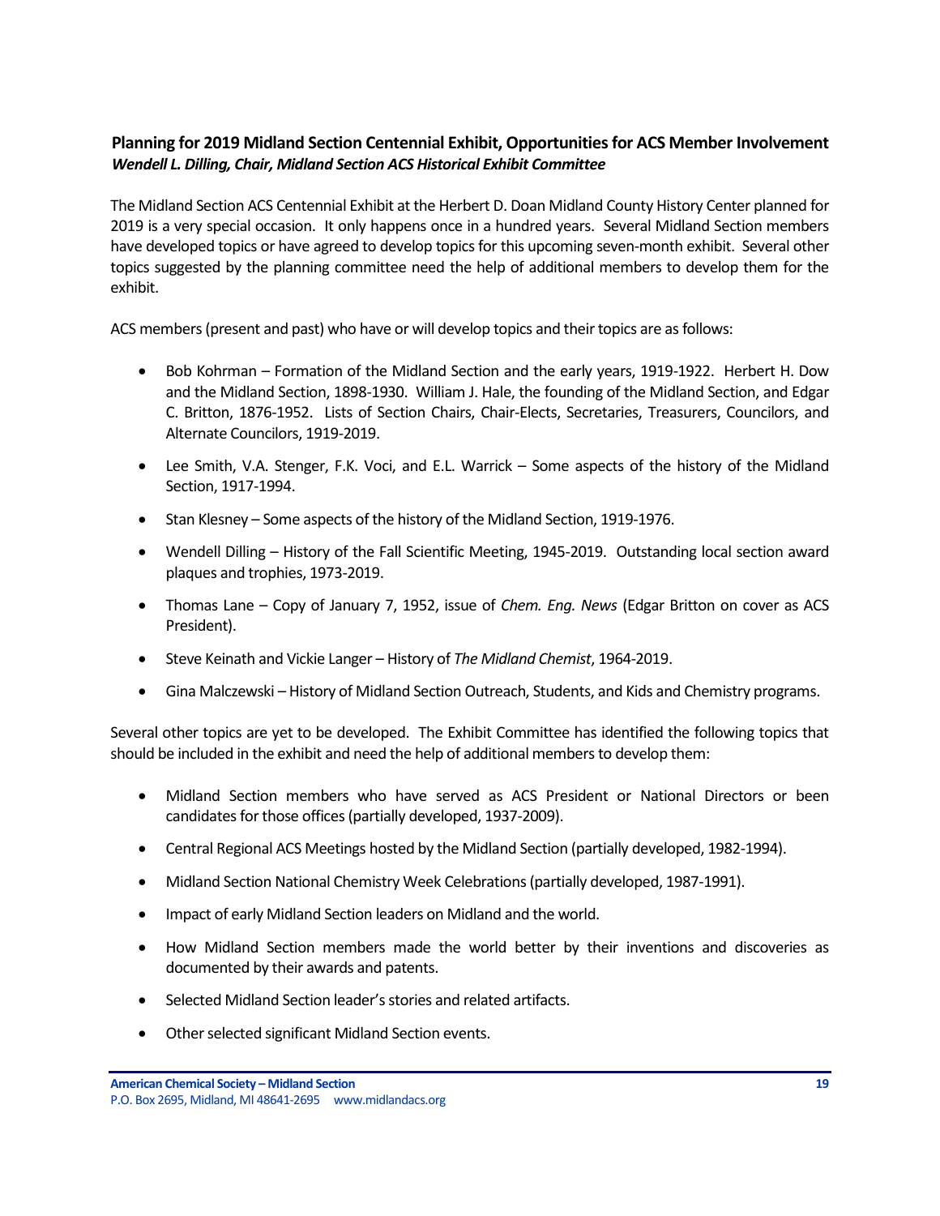## Planning for 2019 Midland Section Centennial Exhibit, Opportunities for ACS Member Involvement

***Wendell L. Dilling, Chair, Midland Section ACS Historical Exhibit Committee***

The Midland Section ACS Centennial Exhibit at the Herbert D. Doan Midland County History Center planned for 2019 is a very special occasion. It only happens once in a hundred years. Several Midland Section members have developed topics or have agreed to develop topics for this upcoming seven-month exhibit. Several other topics suggested by the planning committee need the help of additional members to develop them for the exhibit.

ACS members (present and past) who have or will develop topics and their topics are as follows:

- Bob Kohrman – Formation of the Midland Section and the early years, 1919-1922. Herbert H. Dow and the Midland Section, 1898-1930. William J. Hale, the founding of the Midland Section, and Edgar C. Britton, 1876-1952. Lists of Section Chairs, Chair-Elects, Secretaries, Treasurers, Councilors, and Alternate Councilors, 1919-2019.
- Lee Smith, V.A. Stenger, F.K. Voci, and E.L. Warrick – Some aspects of the history of the Midland Section, 1917-1994.
- Stan Klesney – Some aspects of the history of the Midland Section, 1919-1976.
- Wendell Dilling – History of the Fall Scientific Meeting, 1945-2019. Outstanding local section award plaques and trophies, 1973-2019.
- Thomas Lane – Copy of January 7, 1952, issue of *Chem. Eng. News* (Edgar Britton on cover as ACS President).
- Steve Keinath and Vickie Langer – History of *The Midland Chemist*, 1964-2019.
- Gina Malczewski – History of Midland Section Outreach, Students, and Kids and Chemistry programs.

Several other topics are yet to be developed. The Exhibit Committee has identified the following topics that should be included in the exhibit and need the help of additional members to develop them:

- Midland Section members who have served as ACS President or National Directors or been candidates for those offices (partially developed, 1937-2009).
- Central Regional ACS Meetings hosted by the Midland Section (partially developed, 1982-1994).
- Midland Section National Chemistry Week Celebrations (partially developed, 1987-1991).
- Impact of early Midland Section leaders on Midland and the world.
- How Midland Section members made the world better by their inventions and discoveries as documented by their awards and patents.
- Selected Midland Section leader's stories and related artifacts.
- Other selected significant Midland Section events.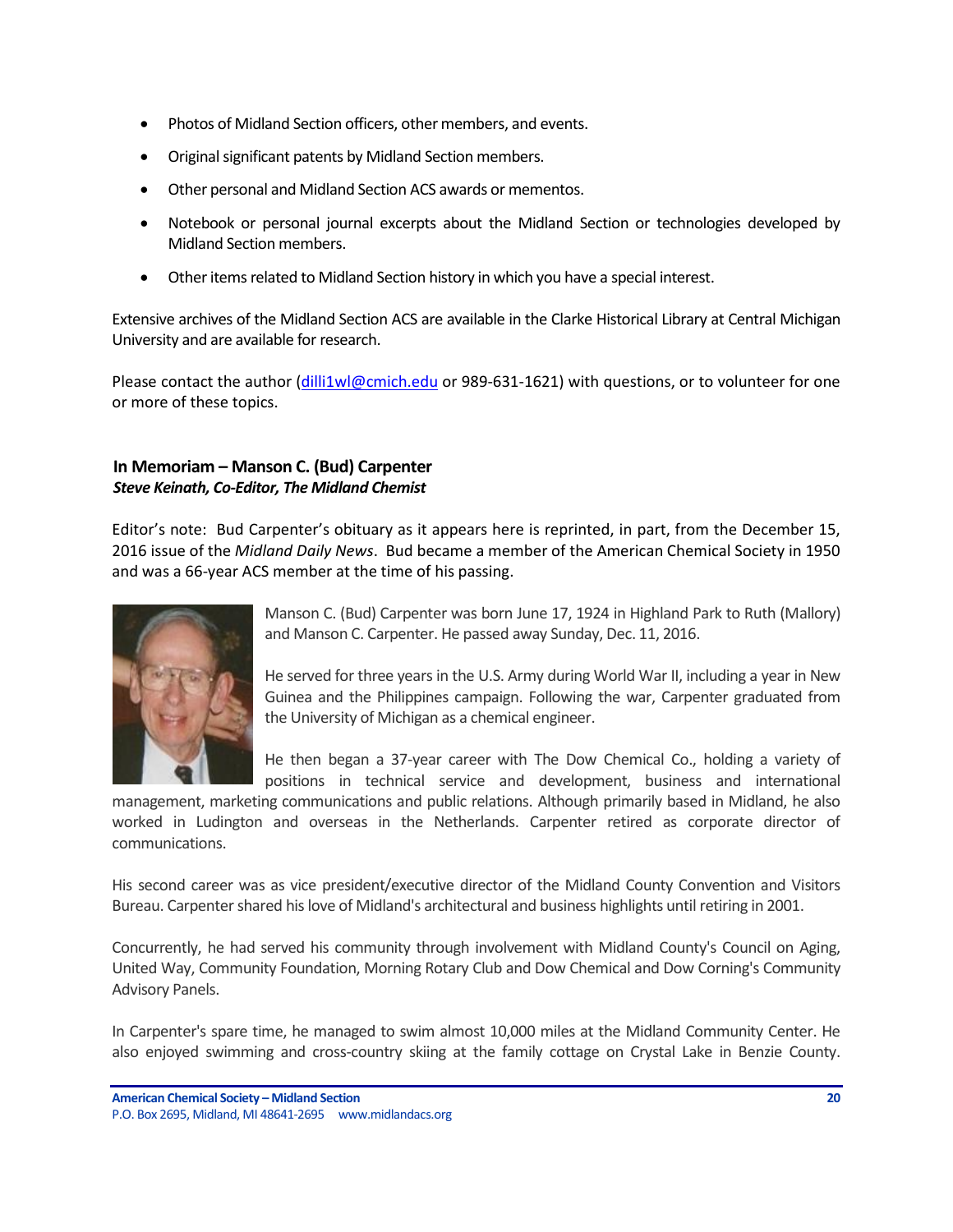- Photos of Midland Section officers, other members, and events.
- Original significant patents by Midland Section members.
- Other personal and Midland Section ACS awards or mementos.
- Notebook or personal journal excerpts about the Midland Section or technologies developed by Midland Section members.
- Other items related to Midland Section history in which you have a special interest.

Extensive archives of the Midland Section ACS are available in the Clarke Historical Library at Central Michigan University and are available for research.

Please contact the author (dilli1wl@cmich.edu or 989-631-1621) with questions, or to volunteer for one or more of these topics.

### In Memoriam – Manson C. (Bud) Carpenter

***Steve Keinath, Co-Editor, The Midland Chemist***

Editor's note: Bud Carpenter's obituary as it appears here is reprinted, in part, from the December 15, 2016 issue of the *Midland Daily News*. Bud became a member of the American Chemical Society in 1950 and was a 66-year ACS member at the time of his passing.

Manson C. (Bud) Carpenter was born June 17, 1924 in Highland Park to Ruth (Mallory) and Manson C. Carpenter. He passed away Sunday, Dec. 11, 2016.

He served for three years in the U.S. Army during World War II, including a year in New Guinea and the Philippines campaign. Following the war, Carpenter graduated from the University of Michigan as a chemical engineer.

He then began a 37-year career with The Dow Chemical Co., holding a variety of positions in technical service and development, business and international management, marketing communications and public relations. Although primarily based in Midland, he also worked in Ludington and overseas in the Netherlands. Carpenter retired as corporate director of communications.

His second career was as vice president/executive director of the Midland County Convention and Visitors Bureau. Carpenter shared his love of Midland's architectural and business highlights until retiring in 2001.

Concurrently, he had served his community through involvement with Midland County's Council on Aging, United Way, Community Foundation, Morning Rotary Club and Dow Chemical and Dow Corning's Community Advisory Panels.

In Carpenter's spare time, he managed to swim almost 10,000 miles at the Midland Community Center. He also enjoyed swimming and cross-country skiing at the family cottage on Crystal Lake in Benzie County.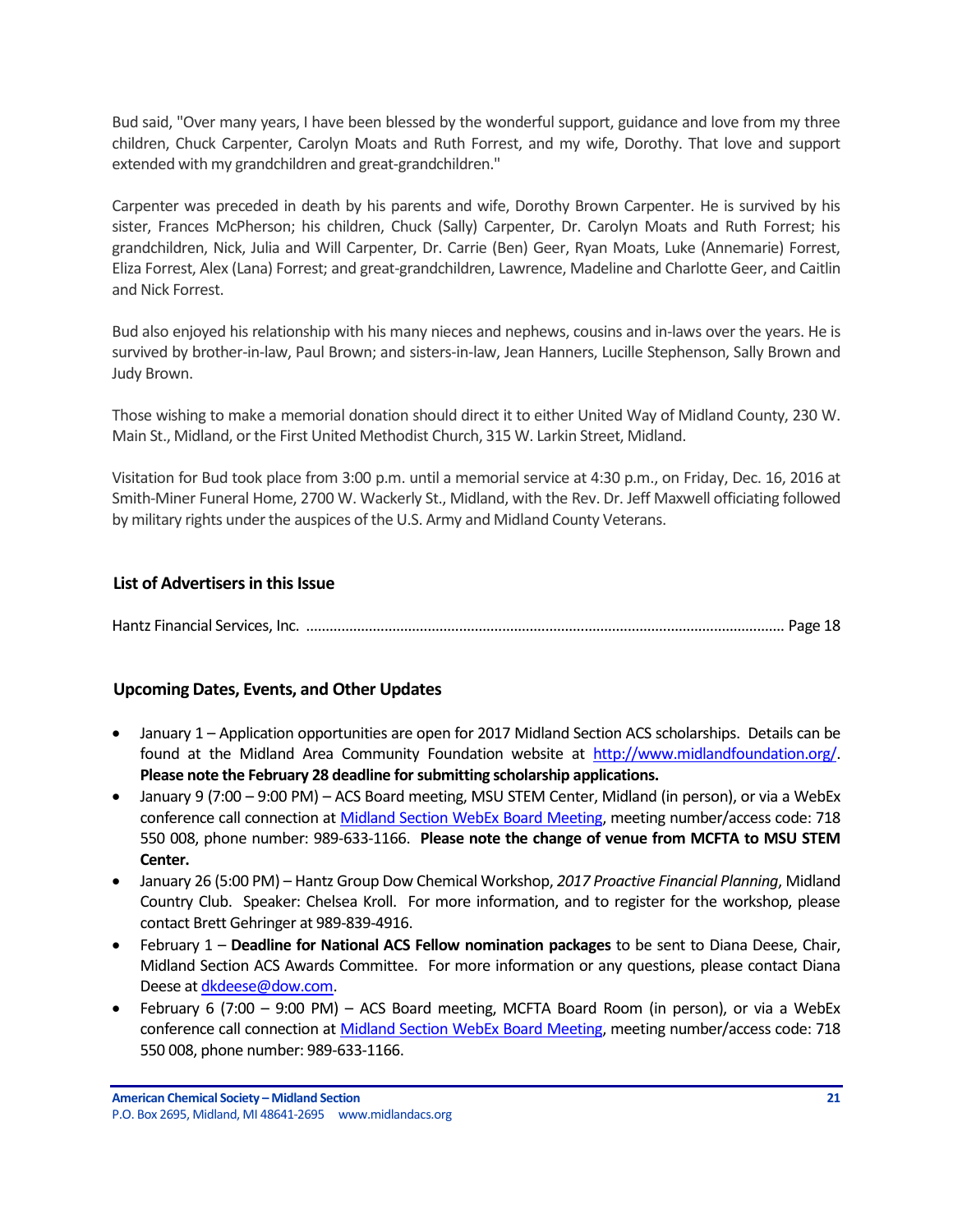Bud said, "Over many years, I have been blessed by the wonderful support, guidance and love from my three children, Chuck Carpenter, Carolyn Moats and Ruth Forrest, and my wife, Dorothy. That love and support extended with my grandchildren and great-grandchildren."

Carpenter was preceded in death by his parents and wife, Dorothy Brown Carpenter. He is survived by his sister, Frances McPherson; his children, Chuck (Sally) Carpenter, Dr. Carolyn Moats and Ruth Forrest; his grandchildren, Nick, Julia and Will Carpenter, Dr. Carrie (Ben) Geer, Ryan Moats, Luke (Annemarie) Forrest, Eliza Forrest, Alex (Lana) Forrest; and great-grandchildren, Lawrence, Madeline and Charlotte Geer, and Caitlin and Nick Forrest.

Bud also enjoyed his relationship with his many nieces and nephews, cousins and in-laws over the years. He is survived by brother-in-law, Paul Brown; and sisters-in-law, Jean Hanners, Lucille Stephenson, Sally Brown and Judy Brown.

Those wishing to make a memorial donation should direct it to either United Way of Midland County, 230 W. Main St., Midland, or the First United Methodist Church, 315 W. Larkin Street, Midland.

Visitation for Bud took place from 3:00 p.m. until a memorial service at 4:30 p.m., on Friday, Dec. 16, 2016 at Smith-Miner Funeral Home, 2700 W. Wackerly St., Midland, with the Rev. Dr. Jeff Maxwell officiating followed by military rights under the auspices of the U.S. Army and Midland County Veterans.

## List of Advertisers in this Issue

Hantz Financial Services, Inc. ........................................................................................................... Page 18

## Upcoming Dates, Events, and Other Updates

- January 1 – Application opportunities are open for 2017 Midland Section ACS scholarships. Details can be found at the Midland Area Community Foundation website at http://www.midlandfoundation.org/. **Please note the February 28 deadline for submitting scholarship applications.**
- January 9 (7:00 – 9:00 PM) – ACS Board meeting, MSU STEM Center, Midland (in person), or via a WebEx conference call connection at Midland Section WebEx Board Meeting, meeting number/access code: 718 550 008, phone number: 989-633-1166. **Please note the change of venue from MCFTA to MSU STEM Center.**
- January 26 (5:00 PM) – Hantz Group Dow Chemical Workshop, *2017 Proactive Financial Planning*, Midland Country Club. Speaker: Chelsea Kroll. For more information, and to register for the workshop, please contact Brett Gehringer at 989-839-4916.
- February 1 – **Deadline for National ACS Fellow nomination packages** to be sent to Diana Deese, Chair, Midland Section ACS Awards Committee. For more information or any questions, please contact Diana Deese at dkdeese@dow.com.
- February 6 (7:00 – 9:00 PM) – ACS Board meeting, MCFTA Board Room (in person), or via a WebEx conference call connection at Midland Section WebEx Board Meeting, meeting number/access code: 718 550 008, phone number: 989-633-1166.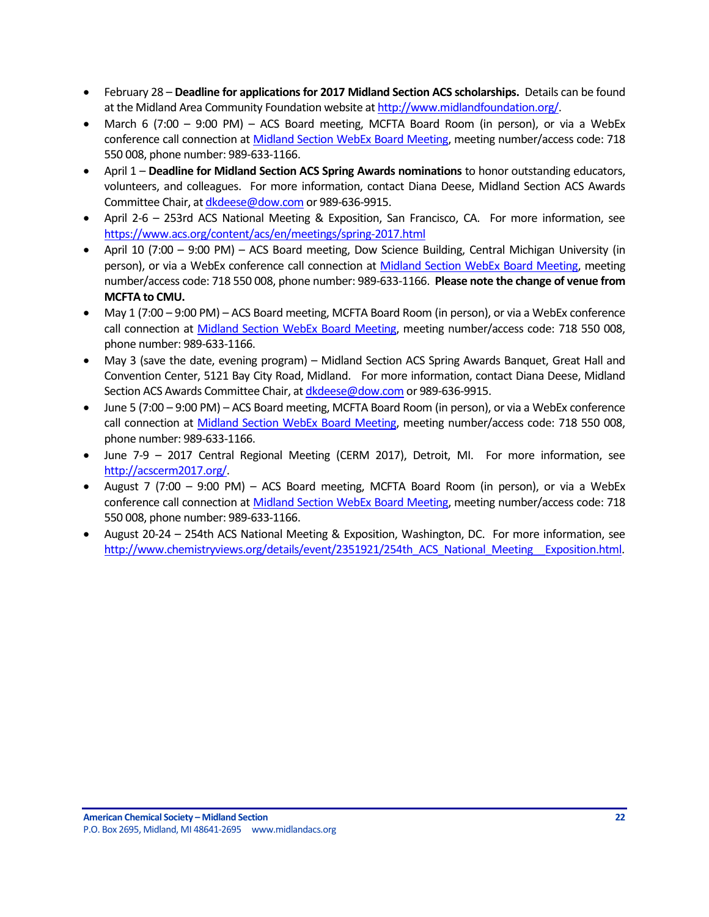- February 28 – **Deadline for applications for 2017 Midland Section ACS scholarships.** Details can be found at the Midland Area Community Foundation website at [http://www.midlandfoundation.org/](http://www.midlandfoundation.org/).
- March 6 (7:00 – 9:00 PM) – ACS Board meeting, MCFTA Board Room (in person), or via a WebEx conference call connection at Midland Section WebEx Board Meeting, meeting number/access code: 718 550 008, phone number: 989-633-1166.
- April 1 – **Deadline for Midland Section ACS Spring Awards nominations** to honor outstanding educators, volunteers, and colleagues. For more information, contact Diana Deese, Midland Section ACS Awards Committee Chair, at [dkdeese@dow.com](mailto:dkdeese@dow.com) or 989-636-9915.
- April 2-6 – 253rd ACS National Meeting & Exposition, San Francisco, CA. For more information, see [https://www.acs.org/content/acs/en/meetings/spring-2017.html](https://www.acs.org/content/acs/en/meetings/spring-2017.html)
- April 10 (7:00 – 9:00 PM) – ACS Board meeting, Dow Science Building, Central Michigan University (in person), or via a WebEx conference call connection at Midland Section WebEx Board Meeting, meeting number/access code: 718 550 008, phone number: 989-633-1166. **Please note the change of venue from MCFTA to CMU.**
- May 1 (7:00 – 9:00 PM) – ACS Board meeting, MCFTA Board Room (in person), or via a WebEx conference call connection at Midland Section WebEx Board Meeting, meeting number/access code: 718 550 008, phone number: 989-633-1166.
- May 3 (save the date, evening program) – Midland Section ACS Spring Awards Banquet, Great Hall and Convention Center, 5121 Bay City Road, Midland. For more information, contact Diana Deese, Midland Section ACS Awards Committee Chair, at [dkdeese@dow.com](mailto:dkdeese@dow.com) or 989-636-9915.
- June 5 (7:00 – 9:00 PM) – ACS Board meeting, MCFTA Board Room (in person), or via a WebEx conference call connection at Midland Section WebEx Board Meeting, meeting number/access code: 718 550 008, phone number: 989-633-1166.
- June 7-9 – 2017 Central Regional Meeting (CERM 2017), Detroit, MI. For more information, see [http://acscerm2017.org/](http://acscerm2017.org/).
- August 7 (7:00 – 9:00 PM) – ACS Board meeting, MCFTA Board Room (in person), or via a WebEx conference call connection at Midland Section WebEx Board Meeting, meeting number/access code: 718 550 008, phone number: 989-633-1166.
- August 20-24 – 254th ACS National Meeting & Exposition, Washington, DC. For more information, see [http://www.chemistryviews.org/details/event/2351921/254th_ACS_National_Meeting__Exposition.html](http://www.chemistryviews.org/details/event/2351921/254th_ACS_National_Meeting__Exposition.html).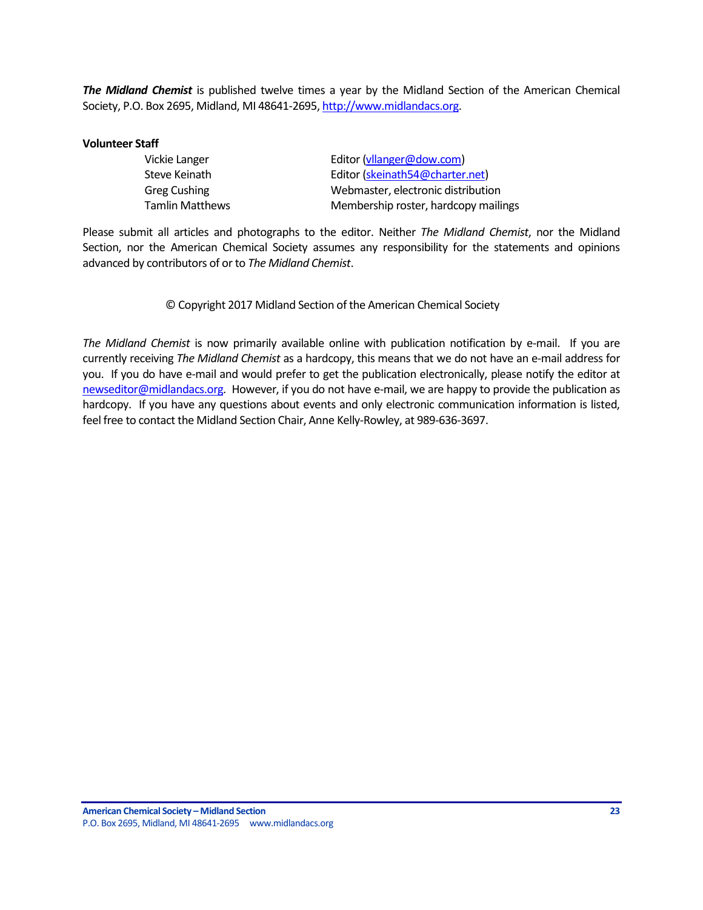***The Midland Chemist*** is published twelve times a year by the Midland Section of the American Chemical Society, P.O. Box 2695, Midland, MI 48641-2695, http://www.midlandacs.org.

**Volunteer Staff**

| | |
|---|---|
| Vickie Langer | Editor (vllanger@dow.com) |
| Steve Keinath | Editor (skeinath54@charter.net) |
| Greg Cushing | Webmaster, electronic distribution |
| Tamlin Matthews | Membership roster, hardcopy mailings |

Please submit all articles and photographs to the editor. Neither *The Midland Chemist*, nor the Midland Section, nor the American Chemical Society assumes any responsibility for the statements and opinions advanced by contributors of or to *The Midland Chemist*.

© Copyright 2017 Midland Section of the American Chemical Society

*The Midland Chemist* is now primarily available online with publication notification by e-mail. If you are currently receiving *The Midland Chemist* as a hardcopy, this means that we do not have an e-mail address for you. If you do have e-mail and would prefer to get the publication electronically, please notify the editor at newseditor@midlandacs.org. However, if you do not have e-mail, we are happy to provide the publication as hardcopy. If you have any questions about events and only electronic communication information is listed, feel free to contact the Midland Section Chair, Anne Kelly-Rowley, at 989-636-3697.